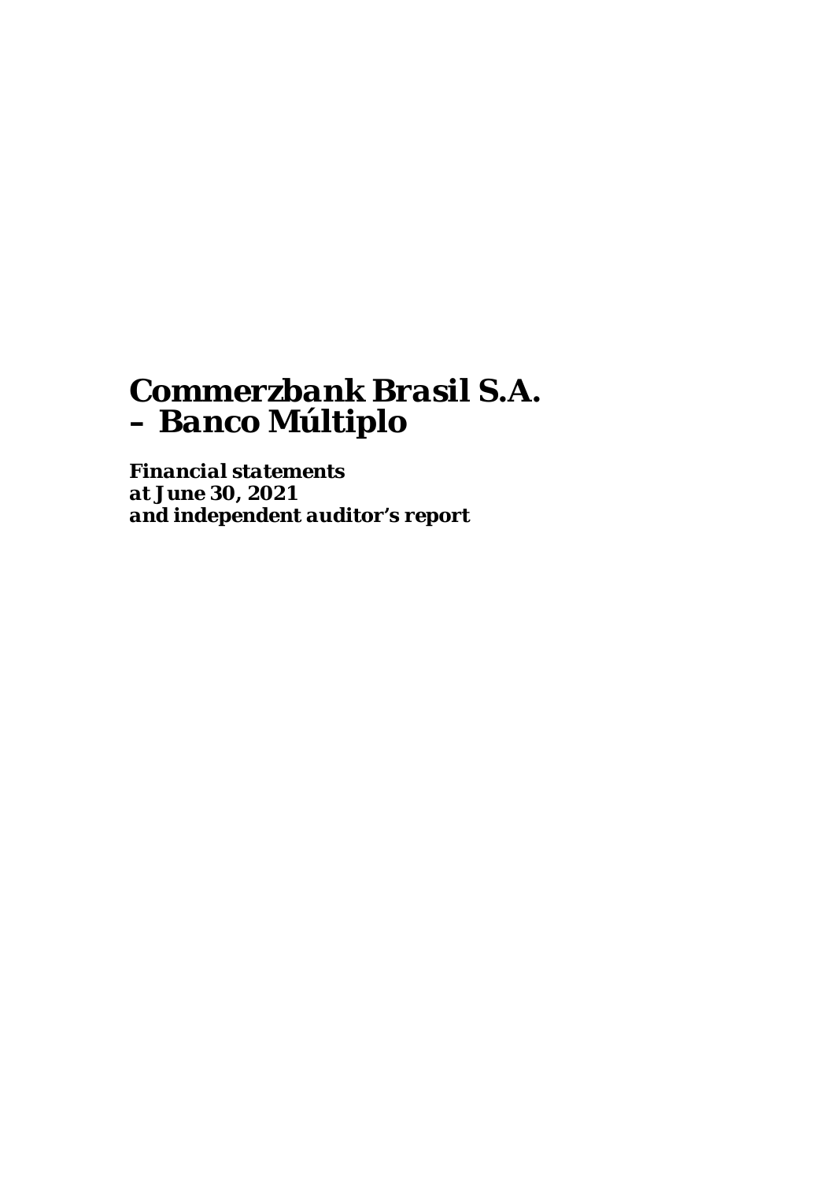# Commerzbank Brasil S.A. – Banco Múltiplo

***Financial statements at June 30, 2021 and independent auditor's report***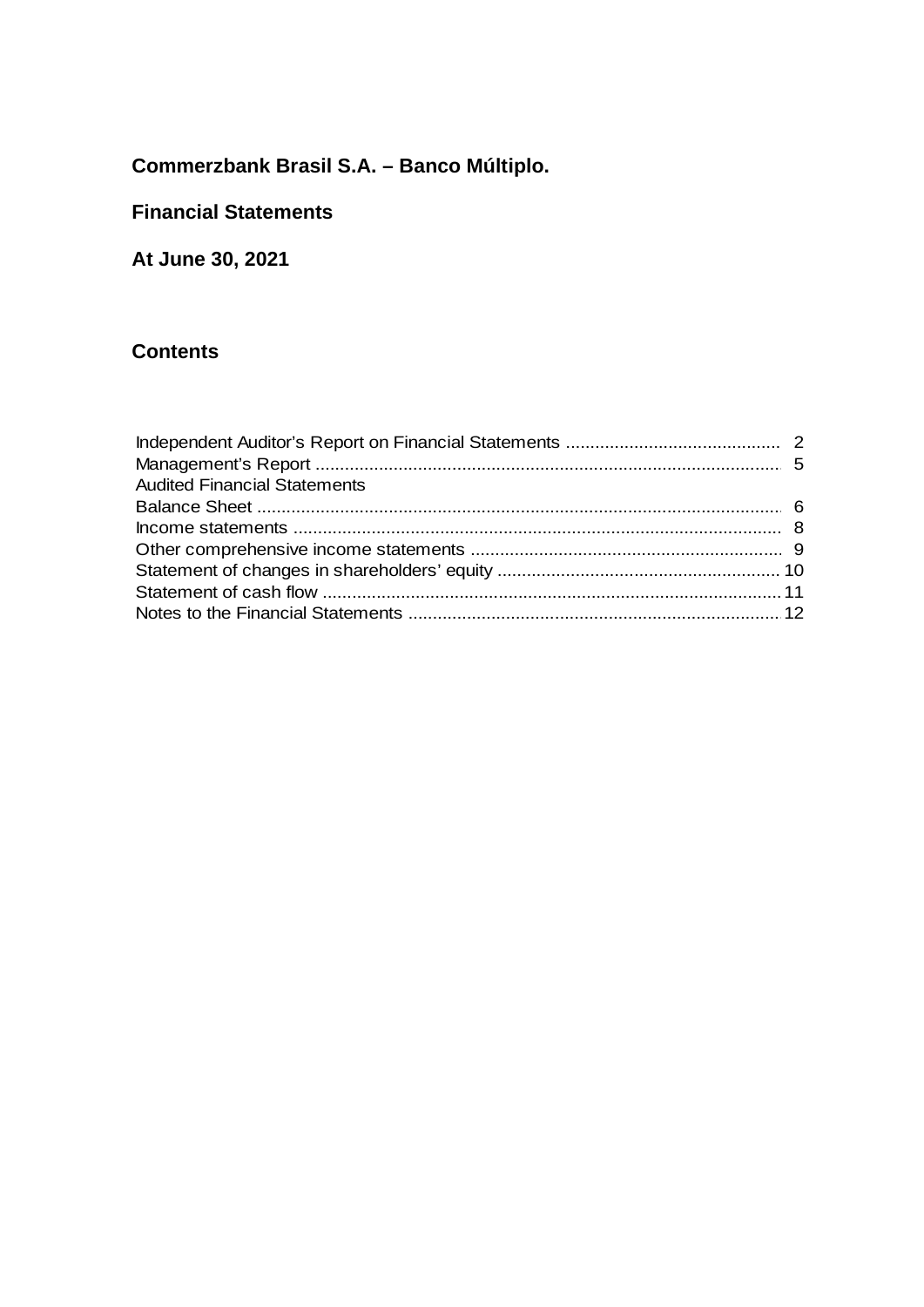**Commerzbank Brasil S.A. – Banco Múltiplo.**

**Financial Statements**

**At June 30, 2021**

## Contents

| | |
|---|---|
| Independent Auditor's Report on Financial Statements | 2 |
| Management's Report | 5 |
| Audited Financial Statements | |
| Balance Sheet | 6 |
| Income statements | 8 |
| Other comprehensive income statements | 9 |
| Statement of changes in shareholders' equity | 10 |
| Statement of cash flow | 11 |
| Notes to the Financial Statements | 12 |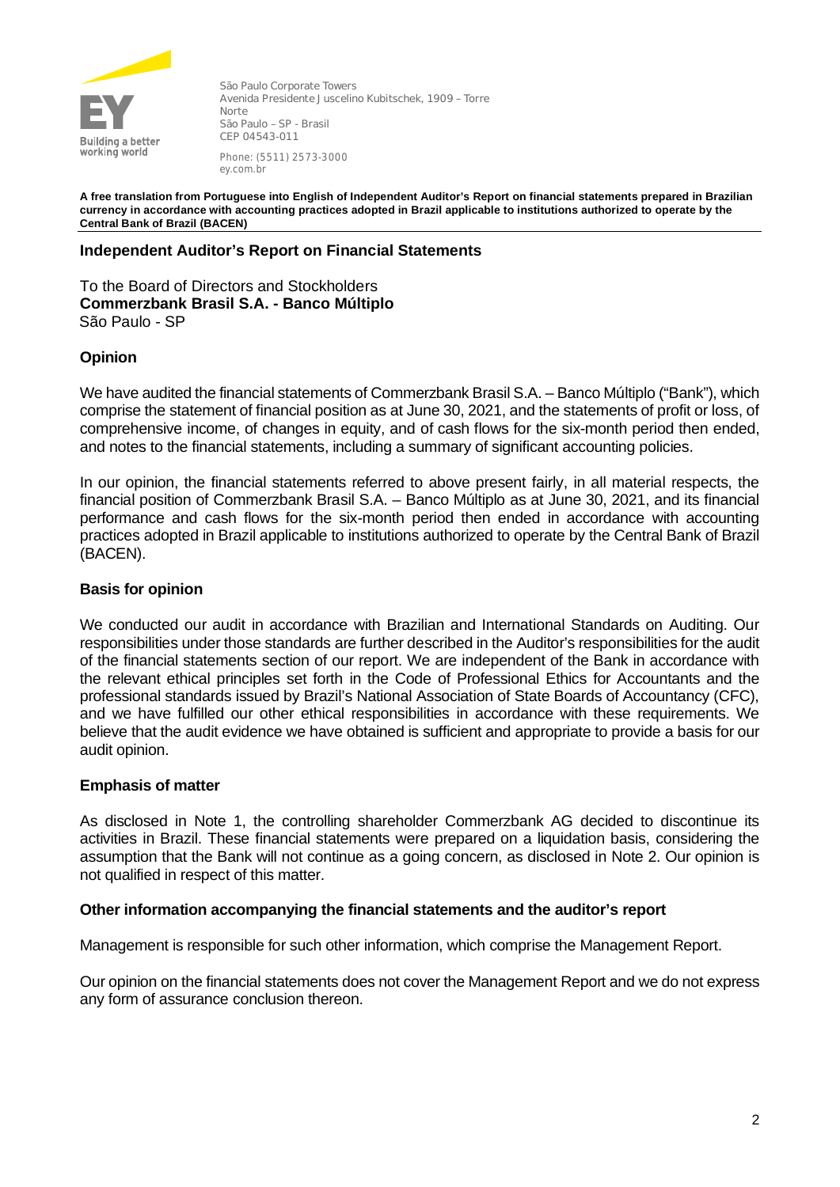São Paulo Corporate Towers
Avenida Presidente Juscelino Kubitschek, 1909 – Torre Norte
São Paulo – SP - Brasil
CEP 04543-011

Phone: (5511) 2573-3000
ey.com.br

**A free translation from Portuguese into English of Independent Auditor's Report on financial statements prepared in Brazilian currency in accordance with accounting practices adopted in Brazil applicable to institutions authorized to operate by the Central Bank of Brazil (BACEN)**

## Independent Auditor's Report on Financial Statements

To the Board of Directors and Stockholders
**Commerzbank Brasil S.A. - Banco Múltiplo**
São Paulo - SP

### Opinion

We have audited the financial statements of Commerzbank Brasil S.A. – Banco Múltiplo ("Bank"), which comprise the statement of financial position as at June 30, 2021, and the statements of profit or loss, of comprehensive income, of changes in equity, and of cash flows for the six-month period then ended, and notes to the financial statements, including a summary of significant accounting policies.

In our opinion, the financial statements referred to above present fairly, in all material respects, the financial position of Commerzbank Brasil S.A. – Banco Múltiplo as at June 30, 2021, and its financial performance and cash flows for the six-month period then ended in accordance with accounting practices adopted in Brazil applicable to institutions authorized to operate by the Central Bank of Brazil (BACEN).

### Basis for opinion

We conducted our audit in accordance with Brazilian and International Standards on Auditing. Our responsibilities under those standards are further described in the Auditor's responsibilities for the audit of the financial statements section of our report. We are independent of the Bank in accordance with the relevant ethical principles set forth in the Code of Professional Ethics for Accountants and the professional standards issued by Brazil's National Association of State Boards of Accountancy (CFC), and we have fulfilled our other ethical responsibilities in accordance with these requirements. We believe that the audit evidence we have obtained is sufficient and appropriate to provide a basis for our audit opinion.

### Emphasis of matter

As disclosed in Note 1, the controlling shareholder Commerzbank AG decided to discontinue its activities in Brazil. These financial statements were prepared on a liquidation basis, considering the assumption that the Bank will not continue as a going concern, as disclosed in Note 2. Our opinion is not qualified in respect of this matter.

### Other information accompanying the financial statements and the auditor's report

Management is responsible for such other information, which comprise the Management Report.

Our opinion on the financial statements does not cover the Management Report and we do not express any form of assurance conclusion thereon.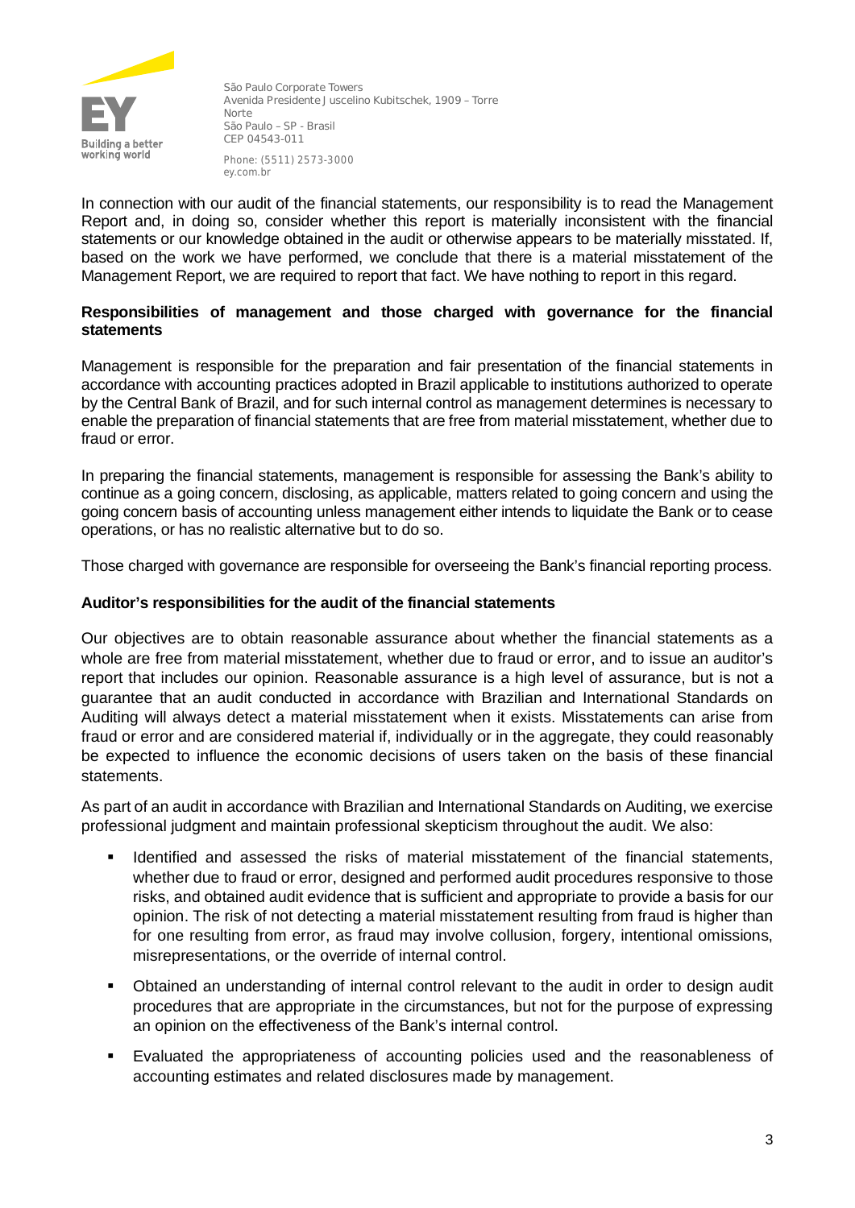In connection with our audit of the financial statements, our responsibility is to read the Management Report and, in doing so, consider whether this report is materially inconsistent with the financial statements or our knowledge obtained in the audit or otherwise appears to be materially misstated. If, based on the work we have performed, we conclude that there is a material misstatement of the Management Report, we are required to report that fact. We have nothing to report in this regard.

**Responsibilities of management and those charged with governance for the financial statements**

Management is responsible for the preparation and fair presentation of the financial statements in accordance with accounting practices adopted in Brazil applicable to institutions authorized to operate by the Central Bank of Brazil, and for such internal control as management determines is necessary to enable the preparation of financial statements that are free from material misstatement, whether due to fraud or error.

In preparing the financial statements, management is responsible for assessing the Bank's ability to continue as a going concern, disclosing, as applicable, matters related to going concern and using the going concern basis of accounting unless management either intends to liquidate the Bank or to cease operations, or has no realistic alternative but to do so.

Those charged with governance are responsible for overseeing the Bank's financial reporting process.

**Auditor's responsibilities for the audit of the financial statements**

Our objectives are to obtain reasonable assurance about whether the financial statements as a whole are free from material misstatement, whether due to fraud or error, and to issue an auditor's report that includes our opinion. Reasonable assurance is a high level of assurance, but is not a guarantee that an audit conducted in accordance with Brazilian and International Standards on Auditing will always detect a material misstatement when it exists. Misstatements can arise from fraud or error and are considered material if, individually or in the aggregate, they could reasonably be expected to influence the economic decisions of users taken on the basis of these financial statements.

As part of an audit in accordance with Brazilian and International Standards on Auditing, we exercise professional judgment and maintain professional skepticism throughout the audit. We also:

- Identified and assessed the risks of material misstatement of the financial statements, whether due to fraud or error, designed and performed audit procedures responsive to those risks, and obtained audit evidence that is sufficient and appropriate to provide a basis for our opinion. The risk of not detecting a material misstatement resulting from fraud is higher than for one resulting from error, as fraud may involve collusion, forgery, intentional omissions, misrepresentations, or the override of internal control.
- Obtained an understanding of internal control relevant to the audit in order to design audit procedures that are appropriate in the circumstances, but not for the purpose of expressing an opinion on the effectiveness of the Bank's internal control.
- Evaluated the appropriateness of accounting policies used and the reasonableness of accounting estimates and related disclosures made by management.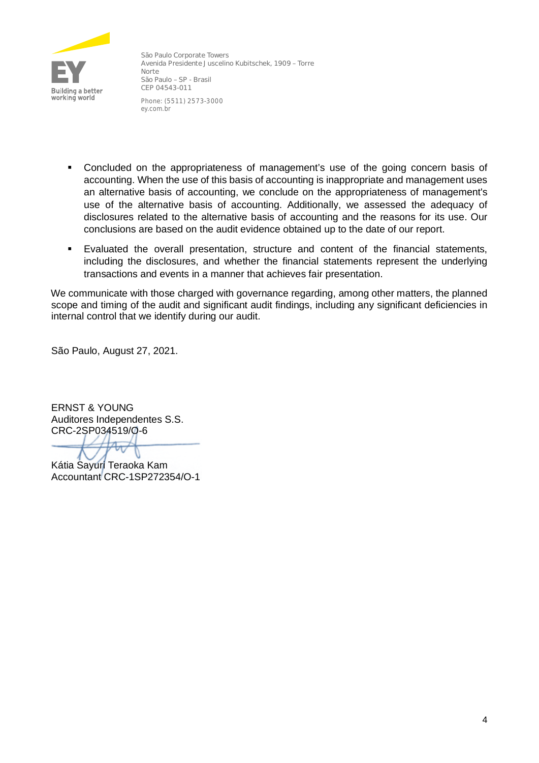- Concluded on the appropriateness of management's use of the going concern basis of accounting. When the use of this basis of accounting is inappropriate and management uses an alternative basis of accounting, we conclude on the appropriateness of management's use of the alternative basis of accounting. Additionally, we assessed the adequacy of disclosures related to the alternative basis of accounting and the reasons for its use. Our conclusions are based on the audit evidence obtained up to the date of our report.

- Evaluated the overall presentation, structure and content of the financial statements, including the disclosures, and whether the financial statements represent the underlying transactions and events in a manner that achieves fair presentation.

We communicate with those charged with governance regarding, among other matters, the planned scope and timing of the audit and significant audit findings, including any significant deficiencies in internal control that we identify during our audit.

São Paulo, August 27, 2021.

ERNST & YOUNG
Auditores Independentes S.S.
CRC-2SP034519/O-6

Kátia Sayuri Teraoka Kam
Accountant CRC-1SP272354/O-1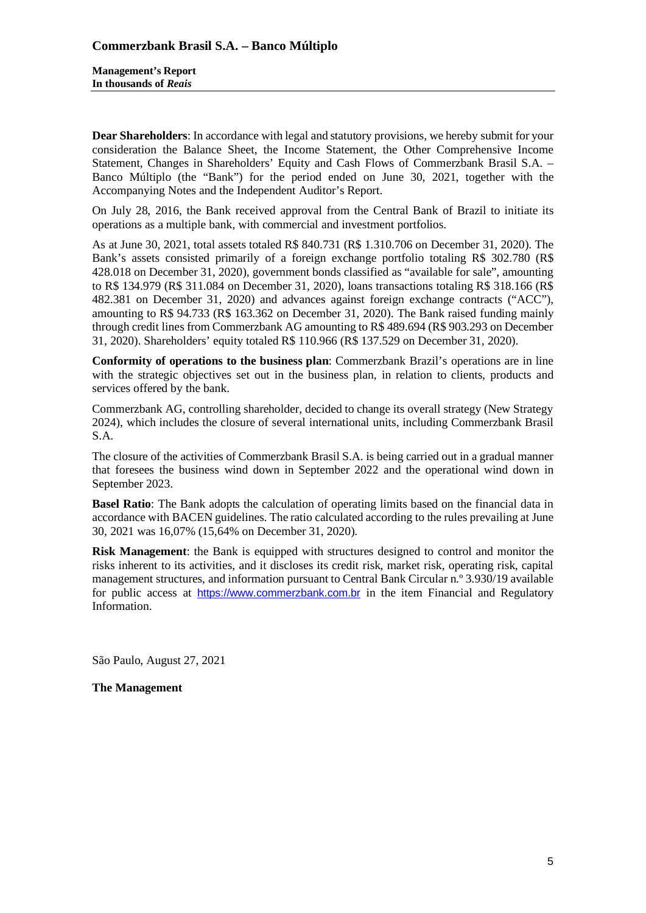# Commerzbank Brasil S.A. – Banco Múltiplo

**Management's Report**
**In thousands of *Reais***

**Dear Shareholders**: In accordance with legal and statutory provisions, we hereby submit for your consideration the Balance Sheet, the Income Statement, the Other Comprehensive Income Statement, Changes in Shareholders' Equity and Cash Flows of Commerzbank Brasil S.A. – Banco Múltiplo (the "Bank") for the period ended on June 30, 2021, together with the Accompanying Notes and the Independent Auditor's Report.

On July 28, 2016, the Bank received approval from the Central Bank of Brazil to initiate its operations as a multiple bank, with commercial and investment portfolios.

As at June 30, 2021, total assets totaled R$ 840.731 (R$ 1.310.706 on December 31, 2020). The Bank's assets consisted primarily of a foreign exchange portfolio totaling R$ 302.780 (R$ 428.018 on December 31, 2020), government bonds classified as "available for sale", amounting to R$ 134.979 (R$ 311.084 on December 31, 2020), loans transactions totaling R$ 318.166 (R$ 482.381 on December 31, 2020) and advances against foreign exchange contracts ("ACC"), amounting to R$ 94.733 (R$ 163.362 on December 31, 2020). The Bank raised funding mainly through credit lines from Commerzbank AG amounting to R$ 489.694 (R$ 903.293 on December 31, 2020). Shareholders' equity totaled R$ 110.966 (R$ 137.529 on December 31, 2020).

**Conformity of operations to the business plan**: Commerzbank Brazil's operations are in line with the strategic objectives set out in the business plan, in relation to clients, products and services offered by the bank.

Commerzbank AG, controlling shareholder, decided to change its overall strategy (New Strategy 2024), which includes the closure of several international units, including Commerzbank Brasil S.A.

The closure of the activities of Commerzbank Brasil S.A. is being carried out in a gradual manner that foresees the business wind down in September 2022 and the operational wind down in September 2023.

**Basel Ratio**: The Bank adopts the calculation of operating limits based on the financial data in accordance with BACEN guidelines. The ratio calculated according to the rules prevailing at June 30, 2021 was 16,07% (15,64% on December 31, 2020).

**Risk Management**: the Bank is equipped with structures designed to control and monitor the risks inherent to its activities, and it discloses its credit risk, market risk, operating risk, capital management structures, and information pursuant to Central Bank Circular n.º 3.930/19 available for public access at https://www.commerzbank.com.br in the item Financial and Regulatory Information.

São Paulo, August 27, 2021

**The Management**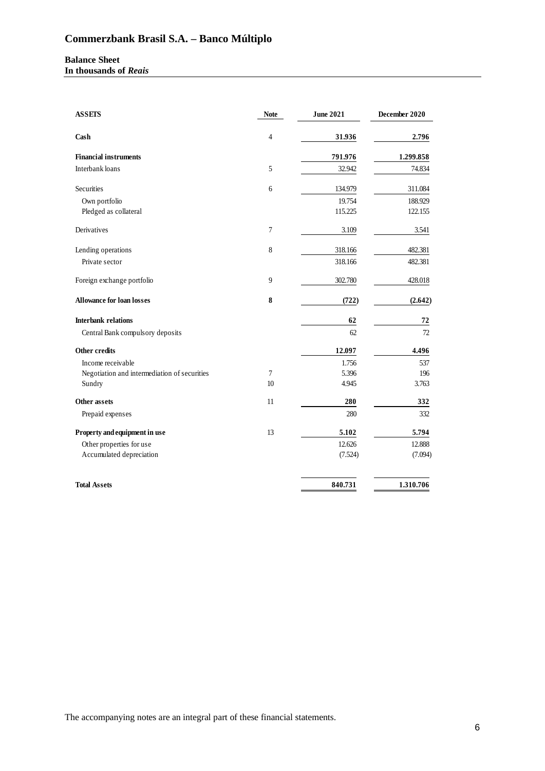# Commerzbank Brasil S.A. – Banco Múltiplo

**Balance Sheet**
**In thousands of *Reais***

| ASSETS | Note | June 2021 | December 2020 |
|---|---|---|---|
| **Cash** | 4 | **31.936** | **2.796** |
| **Financial instruments** | | **791.976** | **1.299.858** |
| Interbank loans | 5 | 32.942 | 74.834 |
| Securities | 6 | 134.979 | 311.084 |
| Own portfolio | | 19.754 | 188.929 |
| Pledged as collateral | | 115.225 | 122.155 |
| Derivatives | 7 | 3.109 | 3.541 |
| Lending operations | 8 | 318.166 | 482.381 |
| Private sector | | 318.166 | 482.381 |
| Foreign exchange portfolio | 9 | 302.780 | 428.018 |
| **Allowance for loan losses** | **8** | **(722)** | **(2.642)** |
| **Interbank relations** | | **62** | **72** |
| Central Bank compulsory deposits | | 62 | 72 |
| **Other credits** | | **12.097** | **4.496** |
| Income receivable | | 1.756 | 537 |
| Negotiation and intermediation of securities | 7 | 5.396 | 196 |
| Sundry | 10 | 4.945 | 3.763 |
| **Other assets** | 11 | **280** | **332** |
| Prepaid expenses | | 280 | 332 |
| **Property and equipment in use** | 13 | **5.102** | **5.794** |
| Other properties for use | | 12.626 | 12.888 |
| Accumulated depreciation | | (7.524) | (7.094) |
| **Total Assets** | | **840.731** | **1.310.706** |

The accompanying notes are an integral part of these financial statements.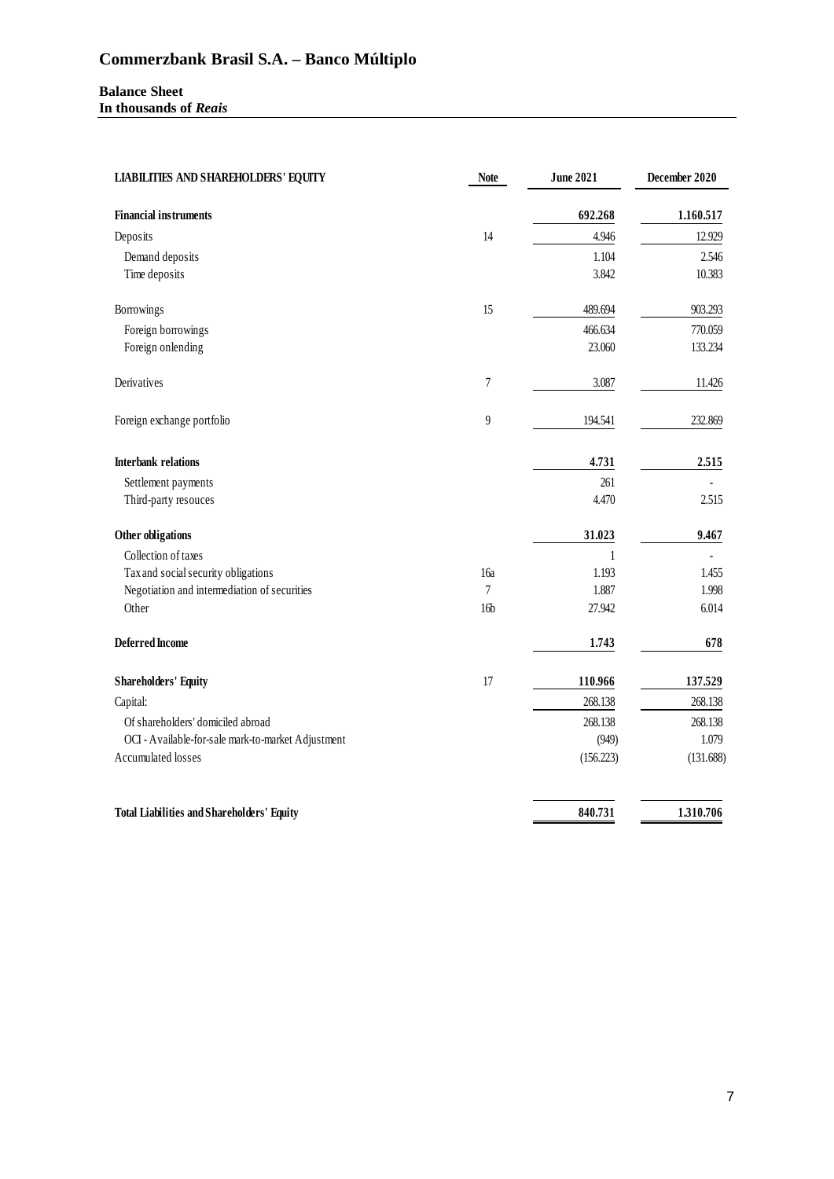# Commerzbank Brasil S.A. – Banco Múltiplo

**Balance Sheet**
**In thousands of *Reais***

| LIABILITIES AND SHAREHOLDERS' EQUITY | Note | June 2021 | December 2020 |
|---|---|---|---|
| **Financial instruments** | | **692.268** | **1.160.517** |
| Deposits | 14 | 4.946 | 12.929 |
| Demand deposits | | 1.104 | 2.546 |
| Time deposits | | 3.842 | 10.383 |
| Borrowings | 15 | 489.694 | 903.293 |
| Foreign borrowings | | 466.634 | 770.059 |
| Foreign onlending | | 23.060 | 133.234 |
| Derivatives | 7 | 3.087 | 11.426 |
| Foreign exchange portfolio | 9 | 194.541 | 232.869 |
| **Interbank relations** | | **4.731** | **2.515** |
| Settlement payments | | 261 | - |
| Third-party resouces | | 4.470 | 2.515 |
| **Other obligations** | | **31.023** | **9.467** |
| Collection of taxes | | 1 | - |
| Tax and social security obligations | 16a | 1.193 | 1.455 |
| Negotiation and intermediation of securities | 7 | 1.887 | 1.998 |
| Other | 16b | 27.942 | 6.014 |
| **Deferred Income** | | **1.743** | **678** |
| **Shareholders' Equity** | 17 | **110.966** | **137.529** |
| Capital: | | 268.138 | 268.138 |
| Of shareholders' domiciled abroad | | 268.138 | 268.138 |
| OCI - Available-for-sale mark-to-market Adjustment | | (949) | 1.079 |
| Accumulated losses | | (156.223) | (131.688) |
| **Total Liabilities and Shareholders' Equity** | | **840.731** | **1.310.706** |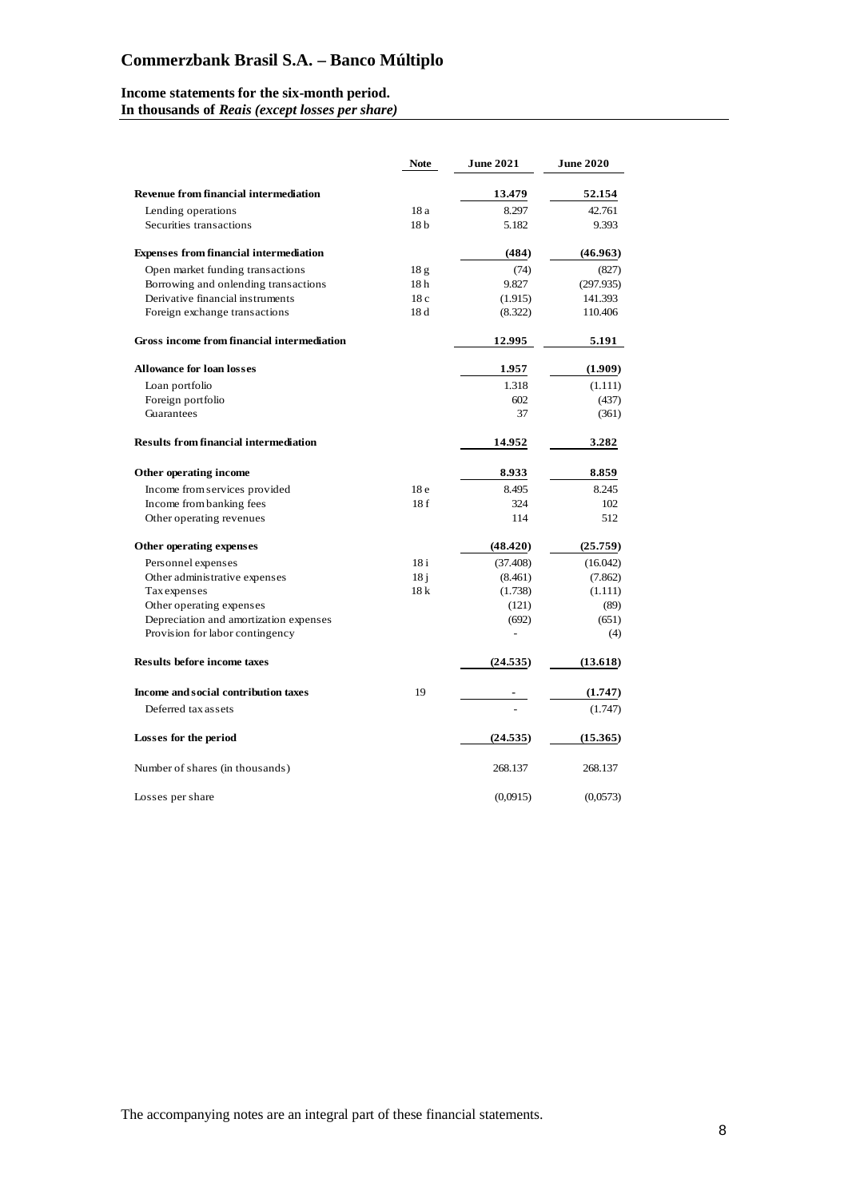# Commerzbank Brasil S.A. – Banco Múltiplo

**Income statements for the six-month period.**
**In thousands of *Reais (except losses per share)***

| | Note | June 2021 | June 2020 |
|---|---|---|---|
| **Revenue from financial intermediation** | | **13.479** | **52.154** |
| Lending operations | 18 a | 8.297 | 42.761 |
| Securities transactions | 18 b | 5.182 | 9.393 |
| **Expenses from financial intermediation** | | **(484)** | **(46.963)** |
| Open market funding transactions | 18 g | (74) | (827) |
| Borrowing and onlending transactions | 18 h | 9.827 | (297.935) |
| Derivative financial instruments | 18 c | (1.915) | 141.393 |
| Foreign exchange transactions | 18 d | (8.322) | 110.406 |
| **Gross income from financial intermediation** | | **12.995** | **5.191** |
| **Allowance for loan losses** | | **1.957** | **(1.909)** |
| Loan portfolio | | 1.318 | (1.111) |
| Foreign portfolio | | 602 | (437) |
| Guarantees | | 37 | (361) |
| **Results from financial intermediation** | | **14.952** | **3.282** |
| **Other operating income** | | **8.933** | **8.859** |
| Income from services provided | 18 e | 8.495 | 8.245 |
| Income from banking fees | 18 f | 324 | 102 |
| Other operating revenues | | 114 | 512 |
| **Other operating expenses** | | **(48.420)** | **(25.759)** |
| Personnel expenses | 18 i | (37.408) | (16.042) |
| Other administrative expenses | 18 j | (8.461) | (7.862) |
| Tax expenses | 18 k | (1.738) | (1.111) |
| Other operating expenses | | (121) | (89) |
| Depreciation and amortization expenses | | (692) | (651) |
| Provision for labor contingency | | - | (4) |
| **Results before income taxes** | | **(24.535)** | **(13.618)** |
| **Income and social contribution taxes** | 19 | **-** | **(1.747)** |
| Deferred tax assets | | - | (1.747) |
| **Losses for the period** | | **(24.535)** | **(15.365)** |
| Number of shares (in thousands) | | 268.137 | 268.137 |
| Losses per share | | (0,0915) | (0,0573) |

The accompanying notes are an integral part of these financial statements.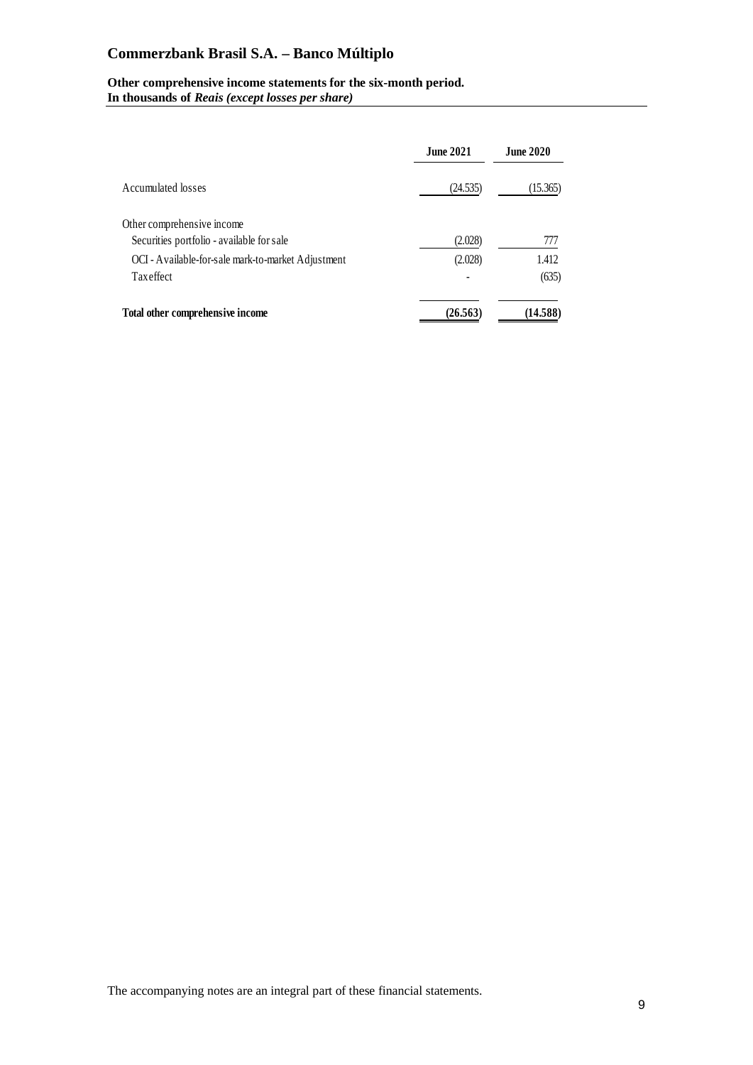# Commerzbank Brasil S.A. – Banco Múltiplo

**Other comprehensive income statements for the six-month period.**
**In thousands of *Reais (except losses per share)***

| | June 2021 | June 2020 |
|---|---|---|
| Accumulated losses | (24.535) | (15.365) |
| Other comprehensive income | | |
| Securities portfolio - available for sale | (2.028) | 777 |
| OCI - Available-for-sale mark-to-market Adjustment | (2.028) | 1.412 |
| Tax effect | - | (635) |
| **Total other comprehensive income** | **(26.563)** | **(14.588)** |

The accompanying notes are an integral part of these financial statements.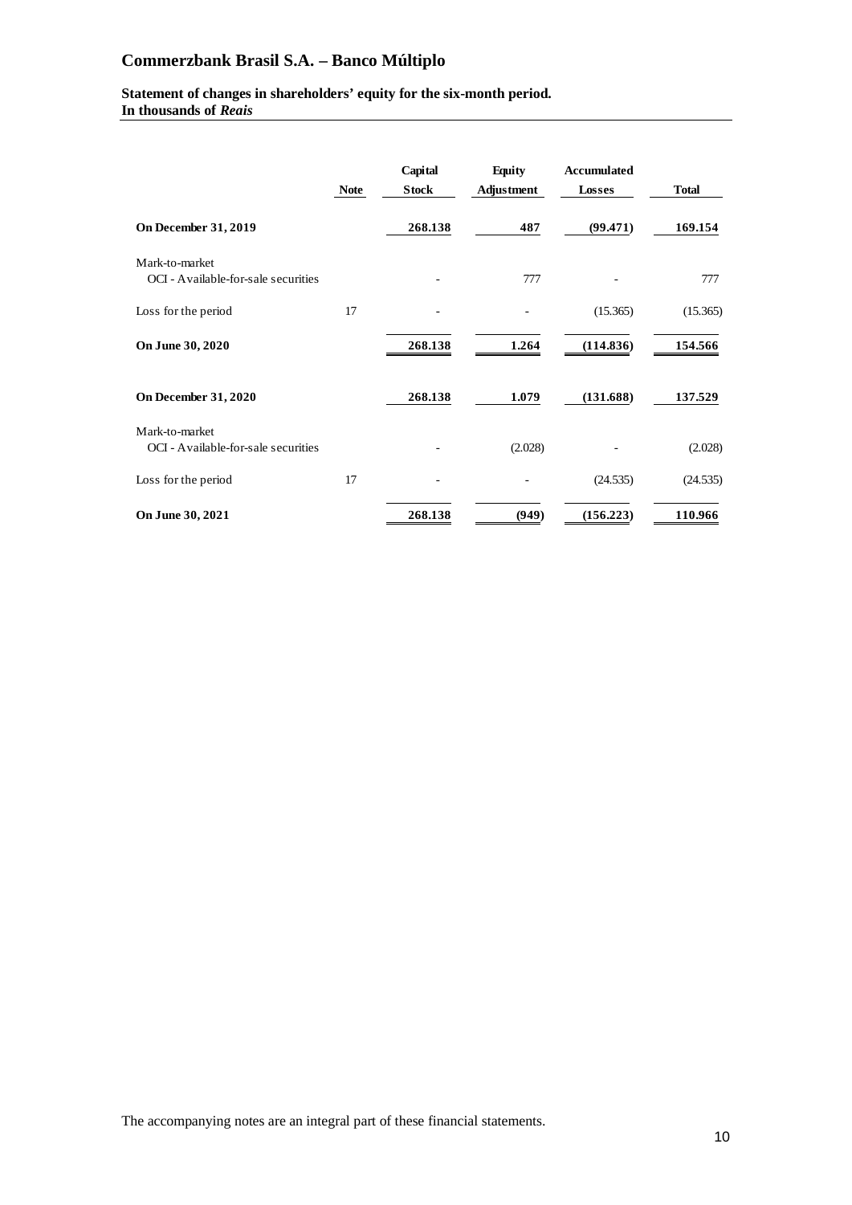# Commerzbank Brasil S.A. – Banco Múltiplo

**Statement of changes in shareholders' equity for the six-month period.**
**In thousands of *Reais***

| | Note | Capital Stock | Equity Adjustment | Accumulated Losses | Total |
|---|---|---|---|---|---|
| **On December 31, 2019** | | **268.138** | **487** | **(99.471)** | **169.154** |
| Mark-to-market | | | | | |
| OCI - Available-for-sale securities | | - | 777 | - | 777 |
| Loss for the period | 17 | - | - | (15.365) | (15.365) |
| **On June 30, 2020** | | **268.138** | **1.264** | **(114.836)** | **154.566** |
| **On December 31, 2020** | | **268.138** | **1.079** | **(131.688)** | **137.529** |
| Mark-to-market | | | | | |
| OCI - Available-for-sale securities | | - | (2.028) | - | (2.028) |
| Loss for the period | 17 | - | - | (24.535) | (24.535) |
| **On June 30, 2021** | | **268.138** | **(949)** | **(156.223)** | **110.966** |

The accompanying notes are an integral part of these financial statements.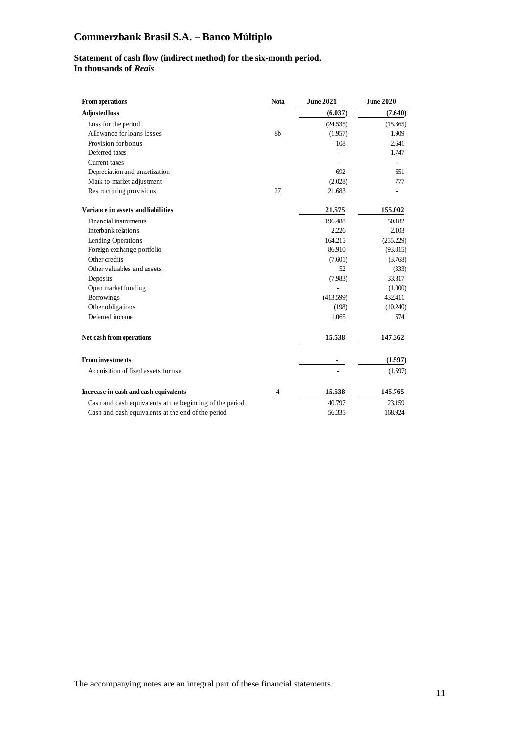# Commerzbank Brasil S.A. – Banco Múltiplo

**Statement of cash flow (indirect method) for the six-month period.**
**In thousands of *Reais***

| From operations | Nota | June 2021 | June 2020 |
|---|---|---|---|
| **Adjusted loss** | | **(6.037)** | **(7.640)** |
| Loss for the period | | (24.535) | (15.365) |
| Allowance for loans losses | 8b | (1.957) | 1.909 |
| Provision for bonus | | 108 | 2.641 |
| Deferred taxes | | - | 1.747 |
| Current taxes | | - | - |
| Depreciation and amortization | | 692 | 651 |
| Mark-to-market adjustment | | (2.028) | 777 |
| Restructuring provisions | 27 | 21.683 | - |
| **Variance in assets and liabilities** | | **21.575** | **155.002** |
| Financial instruments | | 196.488 | 50.182 |
| Interbank relations | | 2.226 | 2.103 |
| Lending Operations | | 164.215 | (255.229) |
| Foreign exchange portfolio | | 86.910 | (93.015) |
| Other credits | | (7.601) | (3.768) |
| Other valuables and assets | | 52 | (333) |
| Deposits | | (7.983) | 33.317 |
| Open market funding | | - | (1.000) |
| Borrowings | | (413.599) | 432.411 |
| Other obligations | | (198) | (10.240) |
| Deferred income | | 1.065 | 574 |
| **Net cash from operations** | | **15.538** | **147.362** |
| **From investments** | | **-** | **(1.597)** |
| Acquisition of fixed assets for use | | - | (1.597) |
| **Increase in cash and cash equivalents** | 4 | **15.538** | **145.765** |
| Cash and cash equivalents at the beginning of the period | | 40.797 | 23.159 |
| Cash and cash equivalents at the end of the period | | 56.335 | 168.924 |

The accompanying notes are an integral part of these financial statements.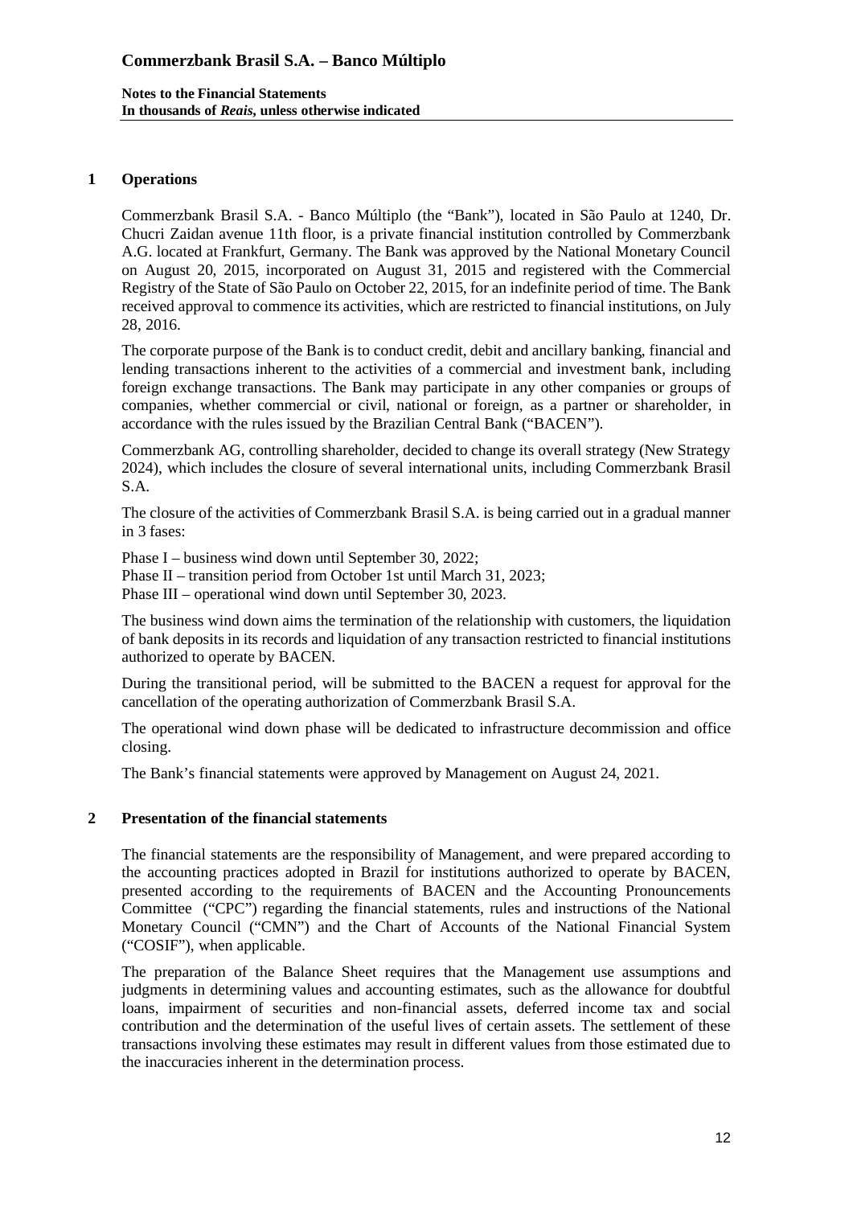## 1 Operations

Commerzbank Brasil S.A. - Banco Múltiplo (the "Bank"), located in São Paulo at 1240, Dr. Chucri Zaidan avenue 11th floor, is a private financial institution controlled by Commerzbank A.G. located at Frankfurt, Germany. The Bank was approved by the National Monetary Council on August 20, 2015, incorporated on August 31, 2015 and registered with the Commercial Registry of the State of São Paulo on October 22, 2015, for an indefinite period of time. The Bank received approval to commence its activities, which are restricted to financial institutions, on July 28, 2016.

The corporate purpose of the Bank is to conduct credit, debit and ancillary banking, financial and lending transactions inherent to the activities of a commercial and investment bank, including foreign exchange transactions. The Bank may participate in any other companies or groups of companies, whether commercial or civil, national or foreign, as a partner or shareholder, in accordance with the rules issued by the Brazilian Central Bank ("BACEN").

Commerzbank AG, controlling shareholder, decided to change its overall strategy (New Strategy 2024), which includes the closure of several international units, including Commerzbank Brasil S.A.

The closure of the activities of Commerzbank Brasil S.A. is being carried out in a gradual manner in 3 fases:

Phase I – business wind down until September 30, 2022;
Phase II – transition period from October 1st until March 31, 2023;
Phase III – operational wind down until September 30, 2023.

The business wind down aims the termination of the relationship with customers, the liquidation of bank deposits in its records and liquidation of any transaction restricted to financial institutions authorized to operate by BACEN.

During the transitional period, will be submitted to the BACEN a request for approval for the cancellation of the operating authorization of Commerzbank Brasil S.A.

The operational wind down phase will be dedicated to infrastructure decommission and office closing.

The Bank's financial statements were approved by Management on August 24, 2021.

## 2 Presentation of the financial statements

The financial statements are the responsibility of Management, and were prepared according to the accounting practices adopted in Brazil for institutions authorized to operate by BACEN, presented according to the requirements of BACEN and the Accounting Pronouncements Committee ("CPC") regarding the financial statements, rules and instructions of the National Monetary Council ("CMN") and the Chart of Accounts of the National Financial System ("COSIF"), when applicable.

The preparation of the Balance Sheet requires that the Management use assumptions and judgments in determining values and accounting estimates, such as the allowance for doubtful loans, impairment of securities and non-financial assets, deferred income tax and social contribution and the determination of the useful lives of certain assets. The settlement of these transactions involving these estimates may result in different values from those estimated due to the inaccuracies inherent in the determination process.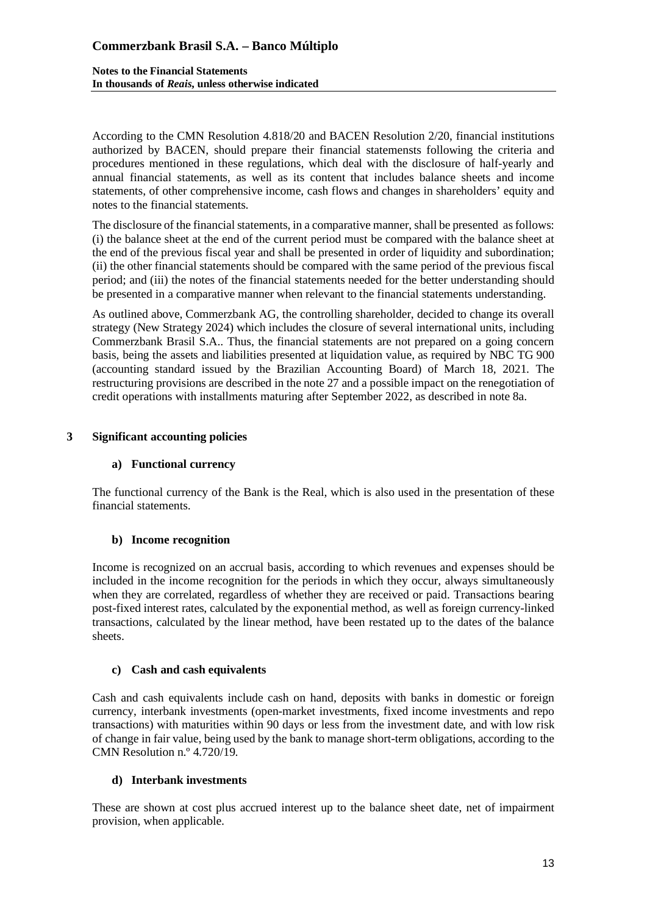According to the CMN Resolution 4.818/20 and BACEN Resolution 2/20, financial institutions authorized by BACEN, should prepare their financial statemensts following the criteria and procedures mentioned in these regulations, which deal with the disclosure of half-yearly and annual financial statements, as well as its content that includes balance sheets and income statements, of other comprehensive income, cash flows and changes in shareholders' equity and notes to the financial statements.

The disclosure of the financial statements, in a comparative manner, shall be presented as follows: (i) the balance sheet at the end of the current period must be compared with the balance sheet at the end of the previous fiscal year and shall be presented in order of liquidity and subordination; (ii) the other financial statements should be compared with the same period of the previous fiscal period; and (iii) the notes of the financial statements needed for the better understanding should be presented in a comparative manner when relevant to the financial statements understanding.

As outlined above, Commerzbank AG, the controlling shareholder, decided to change its overall strategy (New Strategy 2024) which includes the closure of several international units, including Commerzbank Brasil S.A.. Thus, the financial statements are not prepared on a going concern basis, being the assets and liabilities presented at liquidation value, as required by NBC TG 900 (accounting standard issued by the Brazilian Accounting Board) of March 18, 2021. The restructuring provisions are described in the note 27 and a possible impact on the renegotiation of credit operations with installments maturing after September 2022, as described in note 8a.

## 3 Significant accounting policies

### a) Functional currency

The functional currency of the Bank is the Real, which is also used in the presentation of these financial statements.

### b) Income recognition

Income is recognized on an accrual basis, according to which revenues and expenses should be included in the income recognition for the periods in which they occur, always simultaneously when they are correlated, regardless of whether they are received or paid. Transactions bearing post-fixed interest rates, calculated by the exponential method, as well as foreign currency-linked transactions, calculated by the linear method, have been restated up to the dates of the balance sheets.

### c) Cash and cash equivalents

Cash and cash equivalents include cash on hand, deposits with banks in domestic or foreign currency, interbank investments (open-market investments, fixed income investments and repo transactions) with maturities within 90 days or less from the investment date, and with low risk of change in fair value, being used by the bank to manage short-term obligations, according to the CMN Resolution n.º 4.720/19.

### d) Interbank investments

These are shown at cost plus accrued interest up to the balance sheet date, net of impairment provision, when applicable.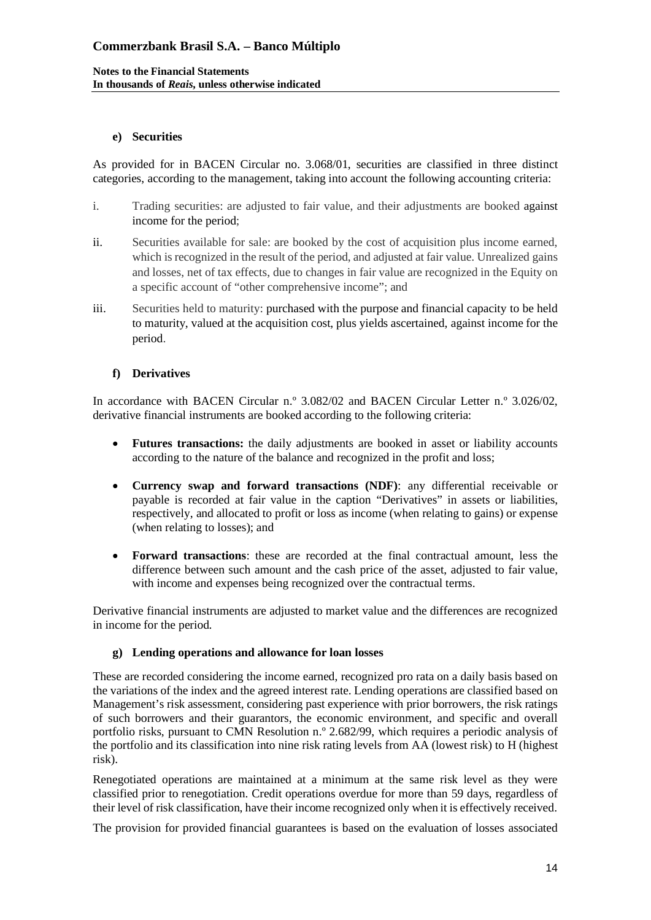#### e) Securities

As provided for in BACEN Circular no. 3.068/01, securities are classified in three distinct categories, according to the management, taking into account the following accounting criteria:

i. Trading securities: are adjusted to fair value, and their adjustments are booked against income for the period;

ii. Securities available for sale: are booked by the cost of acquisition plus income earned, which is recognized in the result of the period, and adjusted at fair value. Unrealized gains and losses, net of tax effects, due to changes in fair value are recognized in the Equity on a specific account of "other comprehensive income"; and

iii. Securities held to maturity: purchased with the purpose and financial capacity to be held to maturity, valued at the acquisition cost, plus yields ascertained, against income for the period.

#### f) Derivatives

In accordance with BACEN Circular n.º 3.082/02 and BACEN Circular Letter n.º 3.026/02, derivative financial instruments are booked according to the following criteria:

- **Futures transactions:** the daily adjustments are booked in asset or liability accounts according to the nature of the balance and recognized in the profit and loss;

- **Currency swap and forward transactions (NDF)**: any differential receivable or payable is recorded at fair value in the caption "Derivatives" in assets or liabilities, respectively, and allocated to profit or loss as income (when relating to gains) or expense (when relating to losses); and

- **Forward transactions**: these are recorded at the final contractual amount, less the difference between such amount and the cash price of the asset, adjusted to fair value, with income and expenses being recognized over the contractual terms.

Derivative financial instruments are adjusted to market value and the differences are recognized in income for the period.

#### g) Lending operations and allowance for loan losses

These are recorded considering the income earned, recognized pro rata on a daily basis based on the variations of the index and the agreed interest rate. Lending operations are classified based on Management's risk assessment, considering past experience with prior borrowers, the risk ratings of such borrowers and their guarantors, the economic environment, and specific and overall portfolio risks, pursuant to CMN Resolution n.º 2.682/99, which requires a periodic analysis of the portfolio and its classification into nine risk rating levels from AA (lowest risk) to H (highest risk).

Renegotiated operations are maintained at a minimum at the same risk level as they were classified prior to renegotiation. Credit operations overdue for more than 59 days, regardless of their level of risk classification, have their income recognized only when it is effectively received.

The provision for provided financial guarantees is based on the evaluation of losses associated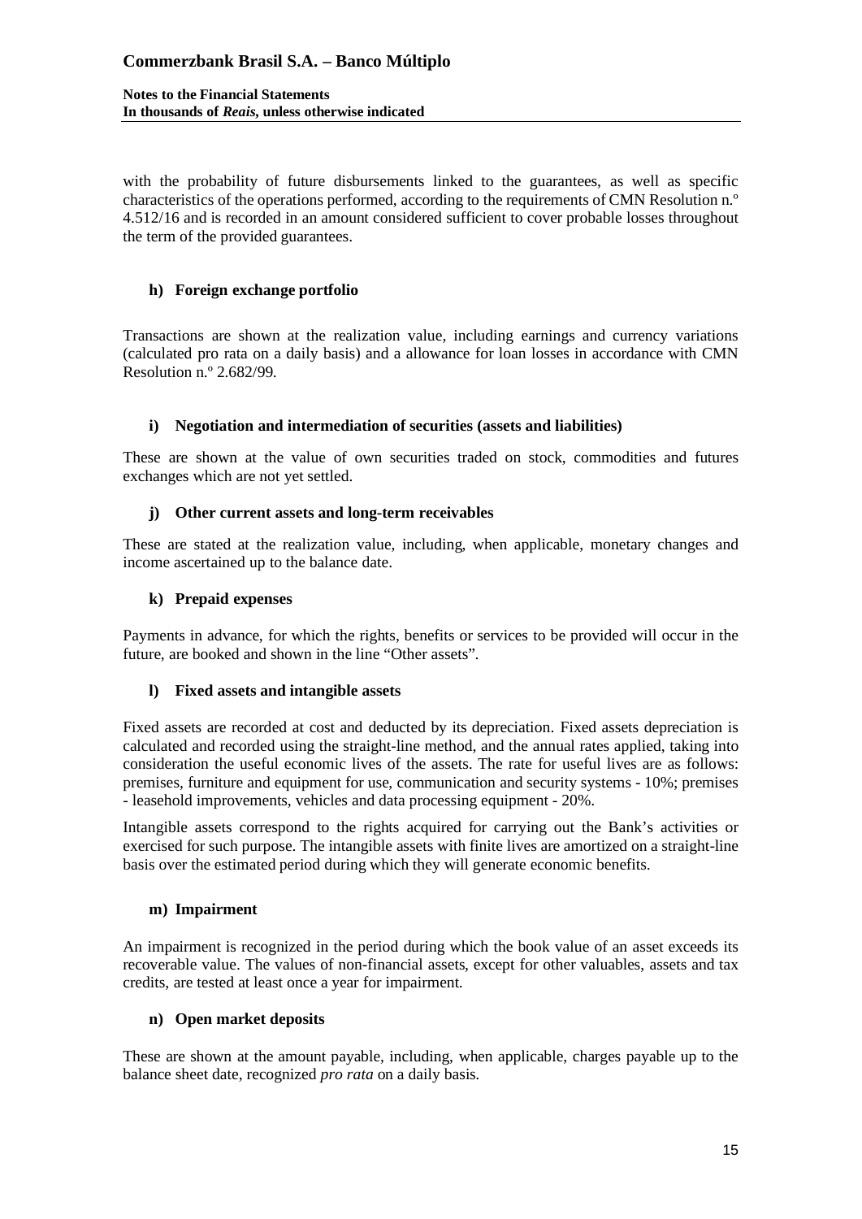with the probability of future disbursements linked to the guarantees, as well as specific characteristics of the operations performed, according to the requirements of CMN Resolution n.º 4.512/16 and is recorded in an amount considered sufficient to cover probable losses throughout the term of the provided guarantees.

### h) Foreign exchange portfolio

Transactions are shown at the realization value, including earnings and currency variations (calculated pro rata on a daily basis) and a allowance for loan losses in accordance with CMN Resolution n.º 2.682/99.

### i) Negotiation and intermediation of securities (assets and liabilities)

These are shown at the value of own securities traded on stock, commodities and futures exchanges which are not yet settled.

### j) Other current assets and long-term receivables

These are stated at the realization value, including, when applicable, monetary changes and income ascertained up to the balance date.

### k) Prepaid expenses

Payments in advance, for which the rights, benefits or services to be provided will occur in the future, are booked and shown in the line "Other assets".

### l) Fixed assets and intangible assets

Fixed assets are recorded at cost and deducted by its depreciation. Fixed assets depreciation is calculated and recorded using the straight-line method, and the annual rates applied, taking into consideration the useful economic lives of the assets. The rate for useful lives are as follows: premises, furniture and equipment for use, communication and security systems - 10%; premises - leasehold improvements, vehicles and data processing equipment - 20%.

Intangible assets correspond to the rights acquired for carrying out the Bank's activities or exercised for such purpose. The intangible assets with finite lives are amortized on a straight-line basis over the estimated period during which they will generate economic benefits.

### m) Impairment

An impairment is recognized in the period during which the book value of an asset exceeds its recoverable value. The values of non-financial assets, except for other valuables, assets and tax credits, are tested at least once a year for impairment.

### n) Open market deposits

These are shown at the amount payable, including, when applicable, charges payable up to the balance sheet date, recognized *pro rata* on a daily basis.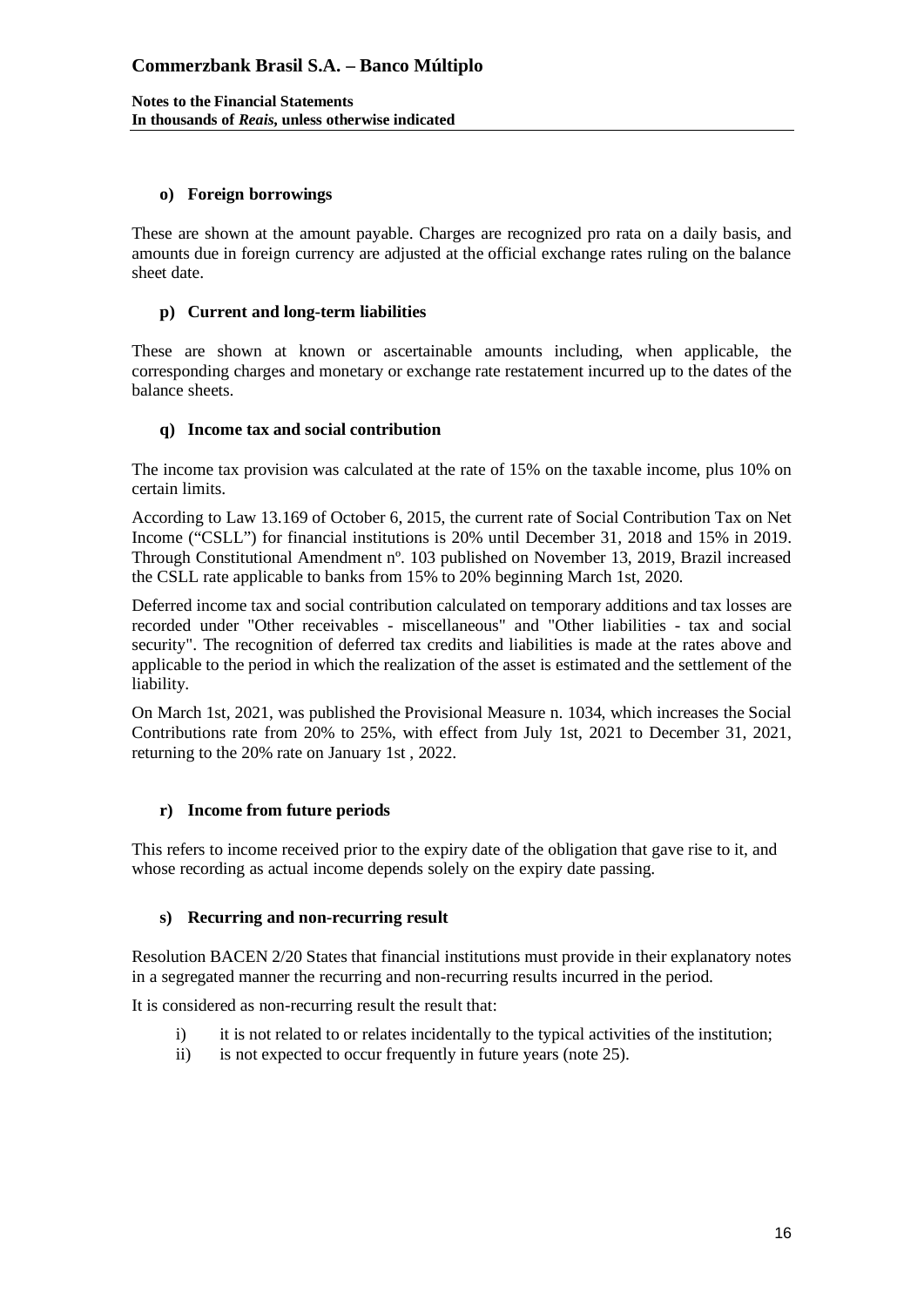#### o) Foreign borrowings

These are shown at the amount payable. Charges are recognized pro rata on a daily basis, and amounts due in foreign currency are adjusted at the official exchange rates ruling on the balance sheet date.

#### p) Current and long-term liabilities

These are shown at known or ascertainable amounts including, when applicable, the corresponding charges and monetary or exchange rate restatement incurred up to the dates of the balance sheets.

#### q) Income tax and social contribution

The income tax provision was calculated at the rate of 15% on the taxable income, plus 10% on certain limits.

According to Law 13.169 of October 6, 2015, the current rate of Social Contribution Tax on Net Income ("CSLL") for financial institutions is 20% until December 31, 2018 and 15% in 2019. Through Constitutional Amendment nº. 103 published on November 13, 2019, Brazil increased the CSLL rate applicable to banks from 15% to 20% beginning March 1st, 2020.

Deferred income tax and social contribution calculated on temporary additions and tax losses are recorded under "Other receivables - miscellaneous" and "Other liabilities - tax and social security". The recognition of deferred tax credits and liabilities is made at the rates above and applicable to the period in which the realization of the asset is estimated and the settlement of the liability.

On March 1st, 2021, was published the Provisional Measure n. 1034, which increases the Social Contributions rate from 20% to 25%, with effect from July 1st, 2021 to December 31, 2021, returning to the 20% rate on January 1st , 2022.

#### r) Income from future periods

This refers to income received prior to the expiry date of the obligation that gave rise to it, and whose recording as actual income depends solely on the expiry date passing.

#### s) Recurring and non-recurring result

Resolution BACEN 2/20 States that financial institutions must provide in their explanatory notes in a segregated manner the recurring and non-recurring results incurred in the period.

It is considered as non-recurring result the result that:

i) it is not related to or relates incidentally to the typical activities of the institution;
ii) is not expected to occur frequently in future years (note 25).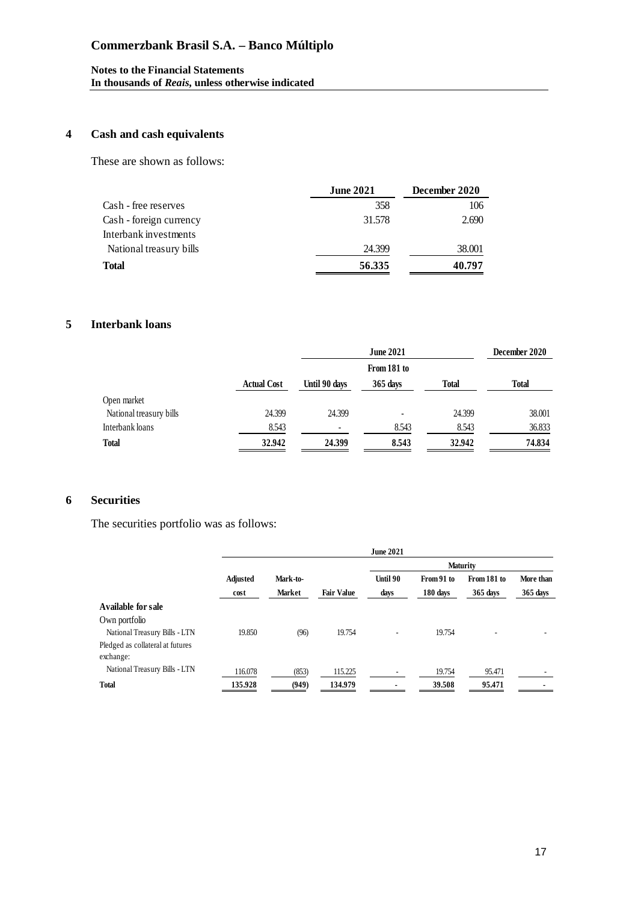## 4 Cash and cash equivalents

These are shown as follows:

| | June 2021 | December 2020 |
|---|---|---|
| Cash - free reserves | 358 | 106 |
| Cash - foreign currency | 31.578 | 2.690 |
| Interbank investments | | |
| National treasury bills | 24.399 | 38.001 |
| **Total** | **56.335** | **40.797** |

## 5 Interbank loans

| | June 2021 | | | | December 2020 |
|---|---|---|---|---|---|
| | Actual Cost | Until 90 days | From 181 to 365 days | Total | Total |
| Open market | | | | | |
| National treasury bills | 24.399 | 24.399 | - | 24.399 | 38.001 |
| Interbank loans | 8.543 | - | 8.543 | 8.543 | 36.833 |
| **Total** | **32.942** | **24.399** | **8.543** | **32.942** | **74.834** |

## 6 Securities

The securities portfolio was as follows:

| | June 2021 | | | | | | |
|---|---|---|---|---|---|---|---|
| | | | | Maturity | | | |
| | Adjusted cost | Mark-to-Market | Fair Value | Until 90 days | From 91 to 180 days | From 181 to 365 days | More than 365 days |
| **Available for sale** | | | | | | | |
| Own portfolio | | | | | | | |
| National Treasury Bills - LTN | 19.850 | (96) | 19.754 | - | 19.754 | - | - |
| Pledged as collateral at futures exchange: | | | | | | | |
| National Treasury Bills - LTN | 116.078 | (853) | 115.225 | - | 19.754 | 95.471 | - |
| **Total** | **135.928** | **(949)** | **134.979** | **-** | **39.508** | **95.471** | **-** |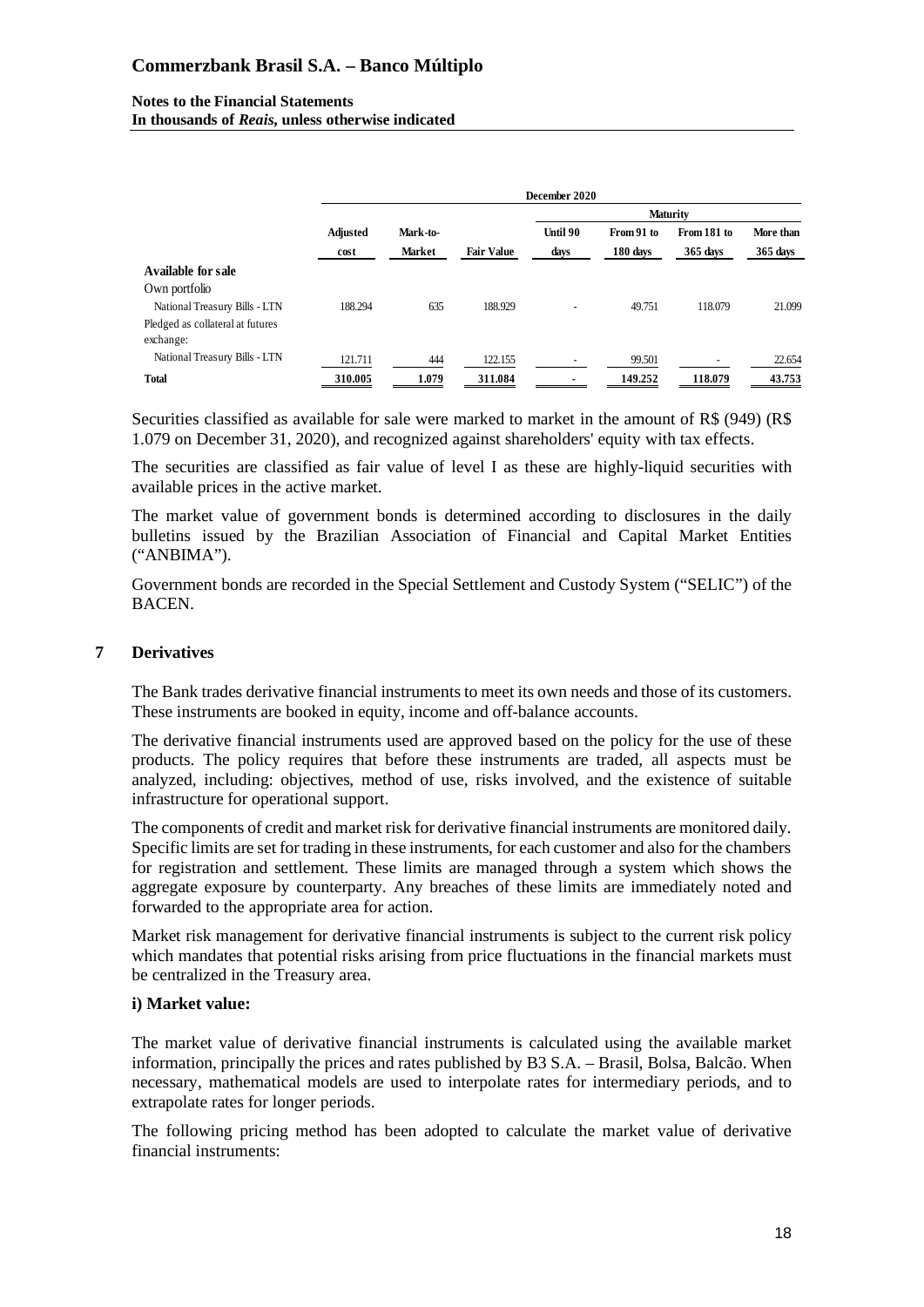| | December 2020 | | | | | | |
|---|---|---|---|---|---|---|---|
| | | | | Maturity | | | |
| | Adjusted cost | Mark-to-Market | Fair Value | Until 90 days | From 91 to 180 days | From 181 to 365 days | More than 365 days |
| **Available for sale** | | | | | | | |
| Own portfolio | | | | | | | |
| National Treasury Bills - LTN | 188.294 | 635 | 188.929 | - | 49.751 | 118.079 | 21.099 |
| Pledged as collateral at futures exchange: | | | | | | | |
| National Treasury Bills - LTN | 121.711 | 444 | 122.155 | - | 99.501 | - | 22.654 |
| **Total** | **310.005** | **1.079** | **311.084** | **-** | **149.252** | **118.079** | **43.753** |

Securities classified as available for sale were marked to market in the amount of R$ (949) (R$ 1.079 on December 31, 2020), and recognized against shareholders' equity with tax effects.

The securities are classified as fair value of level I as these are highly-liquid securities with available prices in the active market.

The market value of government bonds is determined according to disclosures in the daily bulletins issued by the Brazilian Association of Financial and Capital Market Entities ("ANBIMA").

Government bonds are recorded in the Special Settlement and Custody System ("SELIC") of the BACEN.

## 7 Derivatives

The Bank trades derivative financial instruments to meet its own needs and those of its customers. These instruments are booked in equity, income and off-balance accounts.

The derivative financial instruments used are approved based on the policy for the use of these products. The policy requires that before these instruments are traded, all aspects must be analyzed, including: objectives, method of use, risks involved, and the existence of suitable infrastructure for operational support.

The components of credit and market risk for derivative financial instruments are monitored daily. Specific limits are set for trading in these instruments, for each customer and also for the chambers for registration and settlement. These limits are managed through a system which shows the aggregate exposure by counterparty. Any breaches of these limits are immediately noted and forwarded to the appropriate area for action.

Market risk management for derivative financial instruments is subject to the current risk policy which mandates that potential risks arising from price fluctuations in the financial markets must be centralized in the Treasury area.

### i) Market value:

The market value of derivative financial instruments is calculated using the available market information, principally the prices and rates published by B3 S.A. – Brasil, Bolsa, Balcão. When necessary, mathematical models are used to interpolate rates for intermediary periods, and to extrapolate rates for longer periods.

The following pricing method has been adopted to calculate the market value of derivative financial instruments: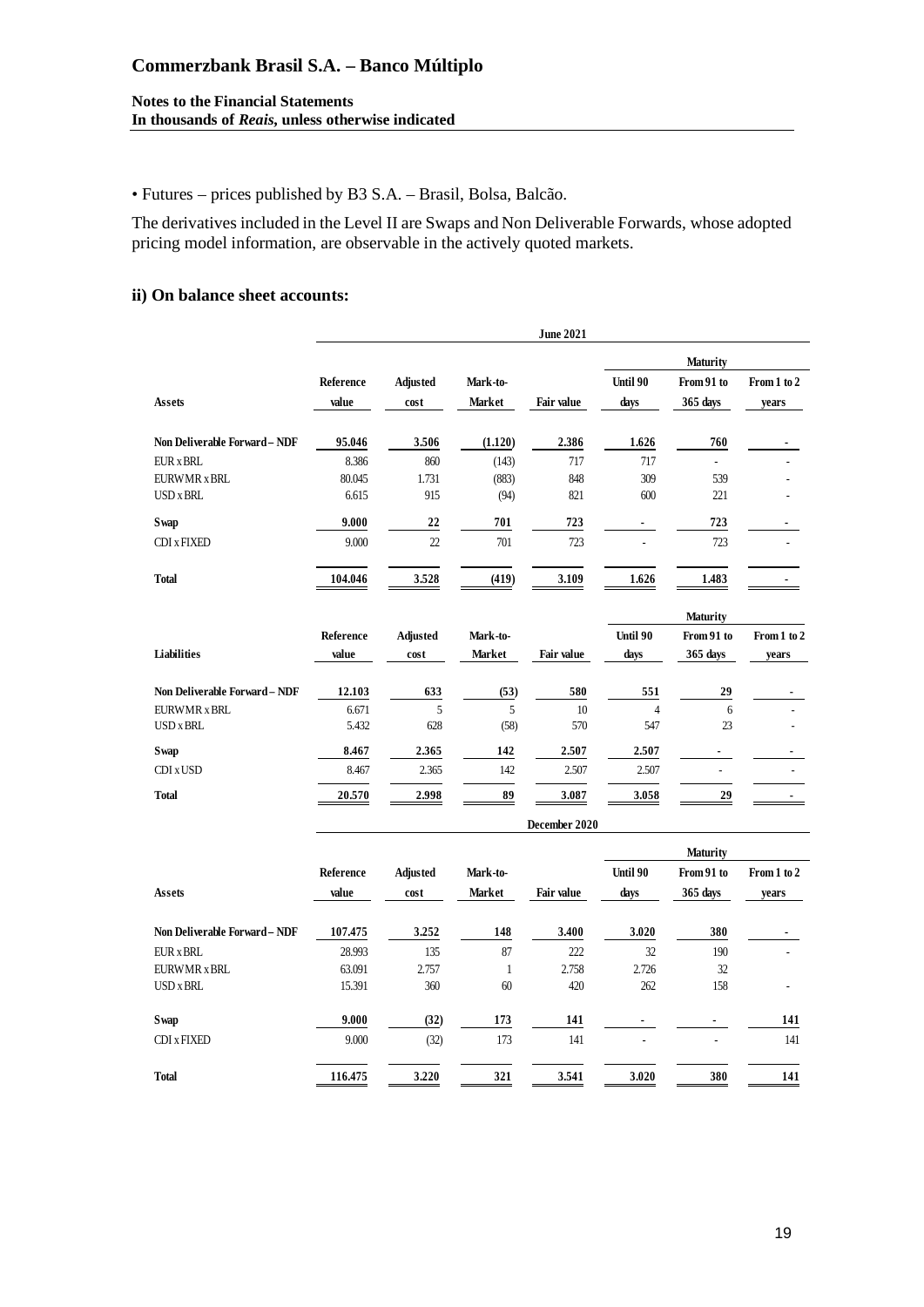• Futures – prices published by B3 S.A. – Brasil, Bolsa, Balcão.

The derivatives included in the Level II are Swaps and Non Deliverable Forwards, whose adopted pricing model information, are observable in the actively quoted markets.

### ii) On balance sheet accounts:

| | June 2021 | | | | | | |
|---|---|---|---|---|---|---|---|
| | | | | | Maturity | | |
| **Assets** | **Reference value** | **Adjusted cost** | **Mark-to-Market** | **Fair value** | **Until 90 days** | **From 91 to 365 days** | **From 1 to 2 years** |
| **Non Deliverable Forward – NDF** | **95.046** | **3.506** | **(1.120)** | **2.386** | **1.626** | **760** | **-** |
| EUR x BRL | 8.386 | 860 | (143) | 717 | 717 | - | - |
| EURWMR x BRL | 80.045 | 1.731 | (883) | 848 | 309 | 539 | - |
| USD x BRL | 6.615 | 915 | (94) | 821 | 600 | 221 | - |
| **Swap** | **9.000** | **22** | **701** | **723** | **-** | **723** | **-** |
| CDI x FIXED | 9.000 | 22 | 701 | 723 | - | 723 | - |
| **Total** | **104.046** | **3.528** | **(419)** | **3.109** | **1.626** | **1.483** | **-** |

| | | | | | Maturity | | |
|---|---|---|---|---|---|---|---|
| **Liabilities** | **Reference value** | **Adjusted cost** | **Mark-to-Market** | **Fair value** | **Until 90 days** | **From 91 to 365 days** | **From 1 to 2 years** |
| **Non Deliverable Forward – NDF** | **12.103** | **633** | **(53)** | **580** | **551** | **29** | **-** |
| EURWMR x BRL | 6.671 | 5 | 5 | 10 | 4 | 6 | - |
| USD x BRL | 5.432 | 628 | (58) | 570 | 547 | 23 | - |
| **Swap** | **8.467** | **2.365** | **142** | **2.507** | **2.507** | **-** | **-** |
| CDI x USD | 8.467 | 2.365 | 142 | 2.507 | 2.507 | - | - |
| **Total** | **20.570** | **2.998** | **89** | **3.087** | **3.058** | **29** | **-** |

| | December 2020 | | | | | | |
|---|---|---|---|---|---|---|---|
| | | | | | Maturity | | |
| **Assets** | **Reference value** | **Adjusted cost** | **Mark-to-Market** | **Fair value** | **Until 90 days** | **From 91 to 365 days** | **From 1 to 2 years** |
| **Non Deliverable Forward – NDF** | **107.475** | **3.252** | **148** | **3.400** | **3.020** | **380** | **-** |
| EUR x BRL | 28.993 | 135 | 87 | 222 | 32 | 190 | - |
| EURWMR x BRL | 63.091 | 2.757 | 1 | 2.758 | 2.726 | 32 | |
| USD x BRL | 15.391 | 360 | 60 | 420 | 262 | 158 | - |
| **Swap** | **9.000** | **(32)** | **173** | **141** | **-** | **-** | **141** |
| CDI x FIXED | 9.000 | (32) | 173 | 141 | - | - | 141 |
| **Total** | **116.475** | **3.220** | **321** | **3.541** | **3.020** | **380** | **141** |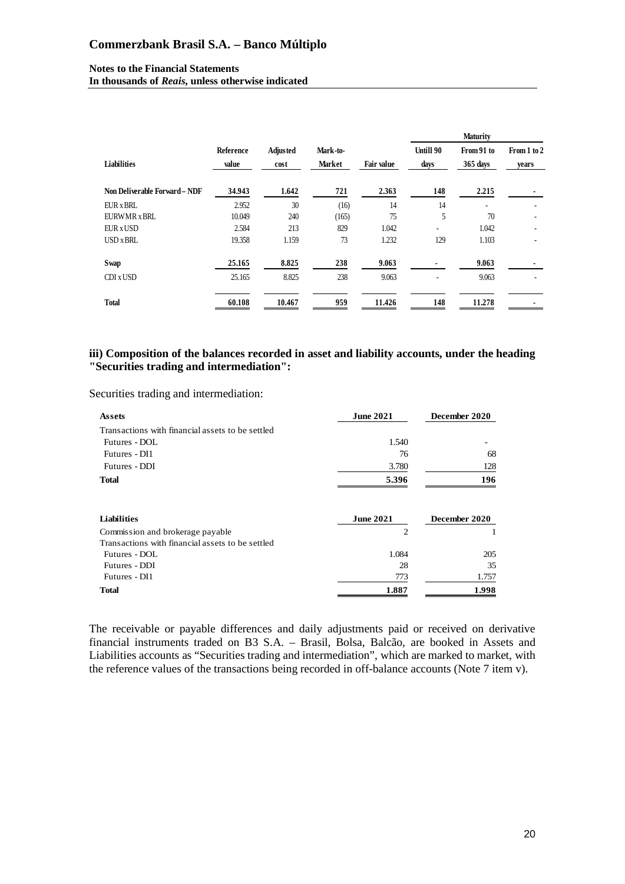| Liabilities | Reference value | Adjusted cost | Mark-to-Market | Fair value | Maturity | | |
|---|---|---|---|---|---|---|---|
| | | | | | Untill 90 days | From 91 to 365 days | From 1 to 2 years |
| **Non Deliverable Forward – NDF** | **34.943** | **1.642** | **721** | **2.363** | **148** | **2.215** | **-** |
| EUR x BRL | 2.952 | 30 | (16) | 14 | 14 | - | - |
| EURWMR x BRL | 10.049 | 240 | (165) | 75 | 5 | 70 | - |
| EUR x USD | 2.584 | 213 | 829 | 1.042 | - | 1.042 | - |
| USD x BRL | 19.358 | 1.159 | 73 | 1.232 | 129 | 1.103 | - |
| **Swap** | **25.165** | **8.825** | **238** | **9.063** | **-** | **9.063** | **-** |
| CDI x USD | 25.165 | 8.825 | 238 | 9.063 | - | 9.063 | - |
| **Total** | **60.108** | **10.467** | **959** | **11.426** | **148** | **11.278** | **-** |

### iii) Composition of the balances recorded in asset and liability accounts, under the heading "Securities trading and intermediation":

Securities trading and intermediation:

| Assets | June 2021 | December 2020 |
|---|---|---|
| Transactions with financial assets to be settled | | |
| Futures - DOL | 1.540 | - |
| Futures - DI1 | 76 | 68 |
| Futures - DDI | 3.780 | 128 |
| **Total** | **5.396** | **196** |

| Liabilities | June 2021 | December 2020 |
|---|---|---|
| Commission and brokerage payable | 2 | 1 |
| Transactions with financial assets to be settled | | |
| Futures - DOL | 1.084 | 205 |
| Futures - DDI | 28 | 35 |
| Futures - DI1 | 773 | 1.757 |
| **Total** | **1.887** | **1.998** |

The receivable or payable differences and daily adjustments paid or received on derivative financial instruments traded on B3 S.A. – Brasil, Bolsa, Balcão, are booked in Assets and Liabilities accounts as "Securities trading and intermediation", which are marked to market, with the reference values of the transactions being recorded in off-balance accounts (Note 7 item v).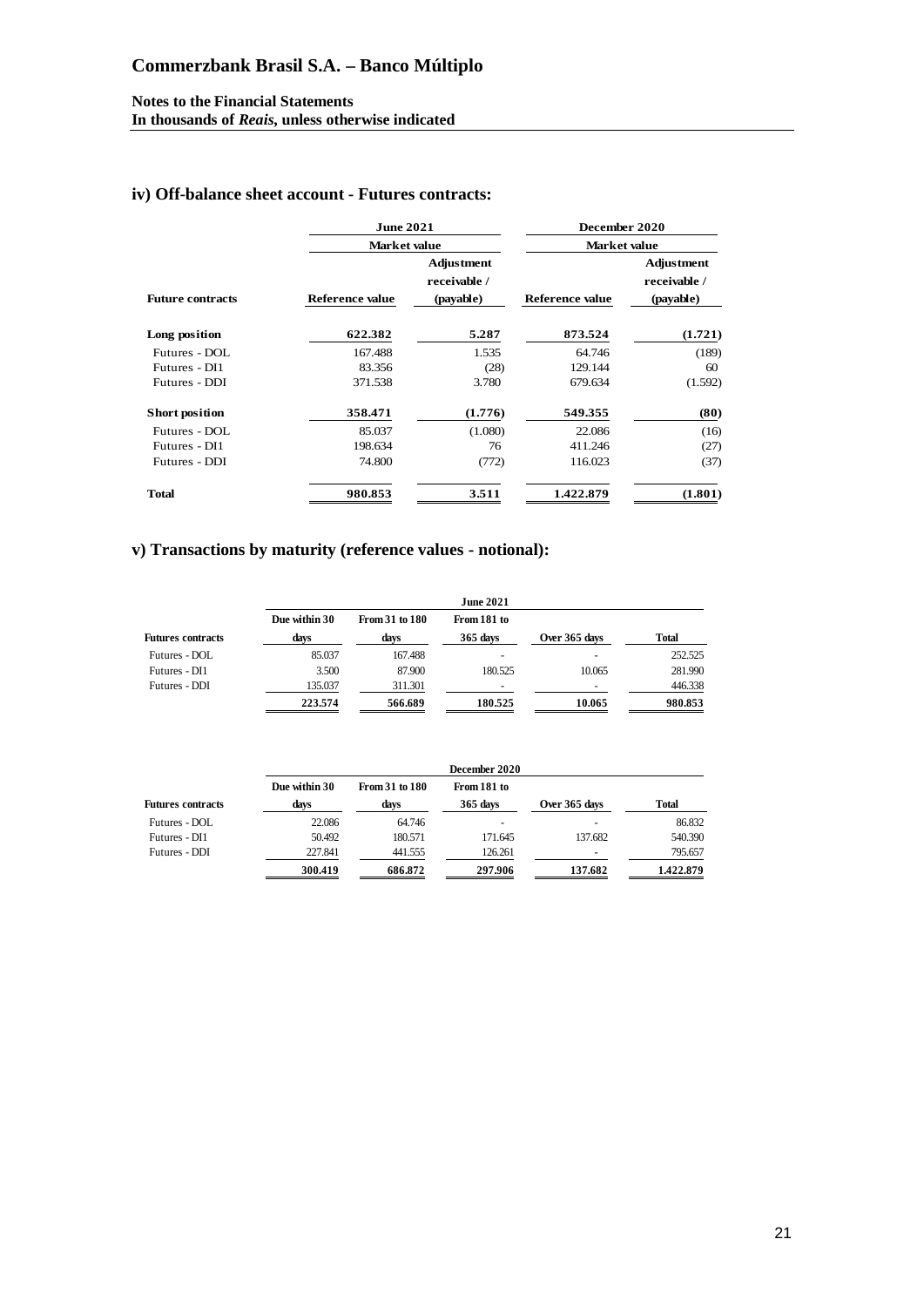### iv) Off-balance sheet account - Futures contracts:

| | June 2021 | | December 2020 | |
|---|---|---|---|---|
| | Market value | | Market value | |
| **Future contracts** | **Reference value** | **Adjustment receivable / (payable)** | **Reference value** | **Adjustment receivable / (payable)** |
| **Long position** | **622.382** | **5.287** | **873.524** | **(1.721)** |
| Futures - DOL | 167.488 | 1.535 | 64.746 | (189) |
| Futures - DI1 | 83.356 | (28) | 129.144 | 60 |
| Futures - DDI | 371.538 | 3.780 | 679.634 | (1.592) |
| **Short position** | **358.471** | **(1.776)** | **549.355** | **(80)** |
| Futures - DOL | 85.037 | (1.080) | 22.086 | (16) |
| Futures - DI1 | 198.634 | 76 | 411.246 | (27) |
| Futures - DDI | 74.800 | (772) | 116.023 | (37) |
| **Total** | **980.853** | **3.511** | **1.422.879** | **(1.801)** |

### v) Transactions by maturity (reference values - notional):

| | June 2021 | | | | |
|---|---|---|---|---|---|
| **Futures contracts** | **Due within 30 days** | **From 31 to 180 days** | **From 181 to 365 days** | **Over 365 days** | **Total** |
| Futures - DOL | 85.037 | 167.488 | - | - | 252.525 |
| Futures - DI1 | 3.500 | 87.900 | 180.525 | 10.065 | 281.990 |
| Futures - DDI | 135.037 | 311.301 | - | - | 446.338 |
| | **223.574** | **566.689** | **180.525** | **10.065** | **980.853** |

| | December 2020 | | | | |
|---|---|---|---|---|---|
| **Futures contracts** | **Due within 30 days** | **From 31 to 180 days** | **From 181 to 365 days** | **Over 365 days** | **Total** |
| Futures - DOL | 22.086 | 64.746 | - | - | 86.832 |
| Futures - DI1 | 50.492 | 180.571 | 171.645 | 137.682 | 540.390 |
| Futures - DDI | 227.841 | 441.555 | 126.261 | - | 795.657 |
| | **300.419** | **686.872** | **297.906** | **137.682** | **1.422.879** |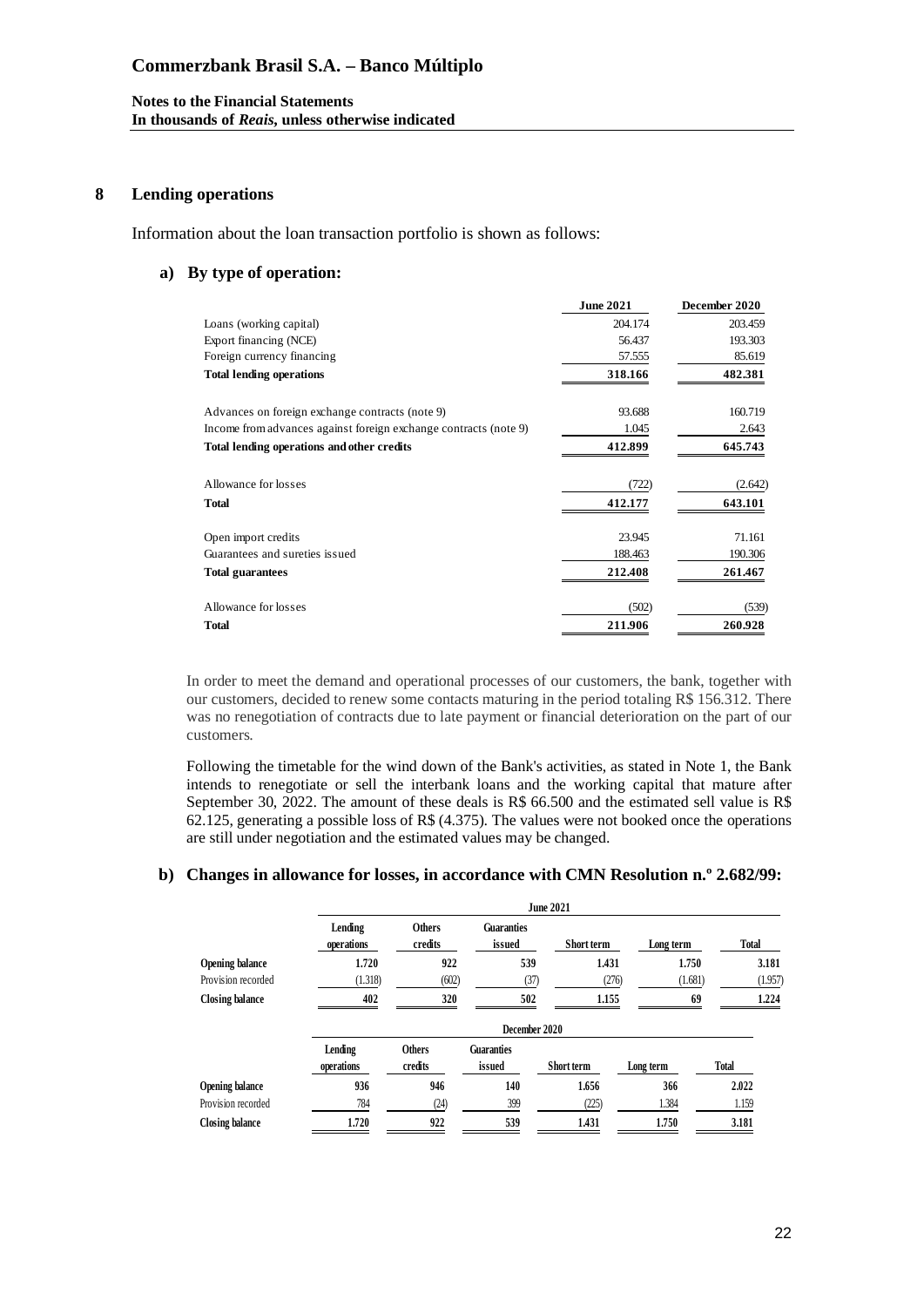## 8 Lending operations

Information about the loan transaction portfolio is shown as follows:

### a) By type of operation:

| | June 2021 | December 2020 |
|---|---|---|
| Loans (working capital) | 204.174 | 203.459 |
| Export financing (NCE) | 56.437 | 193.303 |
| Foreign currency financing | 57.555 | 85.619 |
| **Total lending operations** | **318.166** | **482.381** |
| | | |
| Advances on foreign exchange contracts (note 9) | 93.688 | 160.719 |
| Income from advances against foreign exchange contracts (note 9) | 1.045 | 2.643 |
| **Total lending operations and other credits** | **412.899** | **645.743** |
| | | |
| Allowance for losses | (722) | (2.642) |
| **Total** | **412.177** | **643.101** |
| | | |
| Open import credits | 23.945 | 71.161 |
| Guarantees and sureties issued | 188.463 | 190.306 |
| **Total guarantees** | **212.408** | **261.467** |
| | | |
| Allowance for losses | (502) | (539) |
| **Total** | **211.906** | **260.928** |

In order to meet the demand and operational processes of our customers, the bank, together with our customers, decided to renew some contacts maturing in the period totaling R$ 156.312. There was no renegotiation of contracts due to late payment or financial deterioration on the part of our customers.

Following the timetable for the wind down of the Bank's activities, as stated in Note 1, the Bank intends to renegotiate or sell the interbank loans and the working capital that mature after September 30, 2022. The amount of these deals is R$ 66.500 and the estimated sell value is R$ 62.125, generating a possible loss of R$ (4.375). The values were not booked once the operations are still under negotiation and the estimated values may be changed.

### b) Changes in allowance for losses, in accordance with CMN Resolution n.º 2.682/99:

| June 2021 | Lending operations | Others credits | Guaranties issued | Short term | Long term | Total |
|---|---|---|---|---|---|---|
| **Opening balance** | **1.720** | **922** | **539** | **1.431** | **1.750** | **3.181** |
| Provision recorded | (1.318) | (602) | (37) | (276) | (1.681) | (1.957) |
| **Closing balance** | **402** | **320** | **502** | **1.155** | **69** | **1.224** |

| December 2020 | Lending operations | Others credits | Guaranties issued | Short term | Long term | Total |
|---|---|---|---|---|---|---|
| **Opening balance** | **936** | **946** | **140** | **1.656** | **366** | **2.022** |
| Provision recorded | 784 | (24) | 399 | (225) | 1.384 | 1.159 |
| **Closing balance** | **1.720** | **922** | **539** | **1.431** | **1.750** | **3.181** |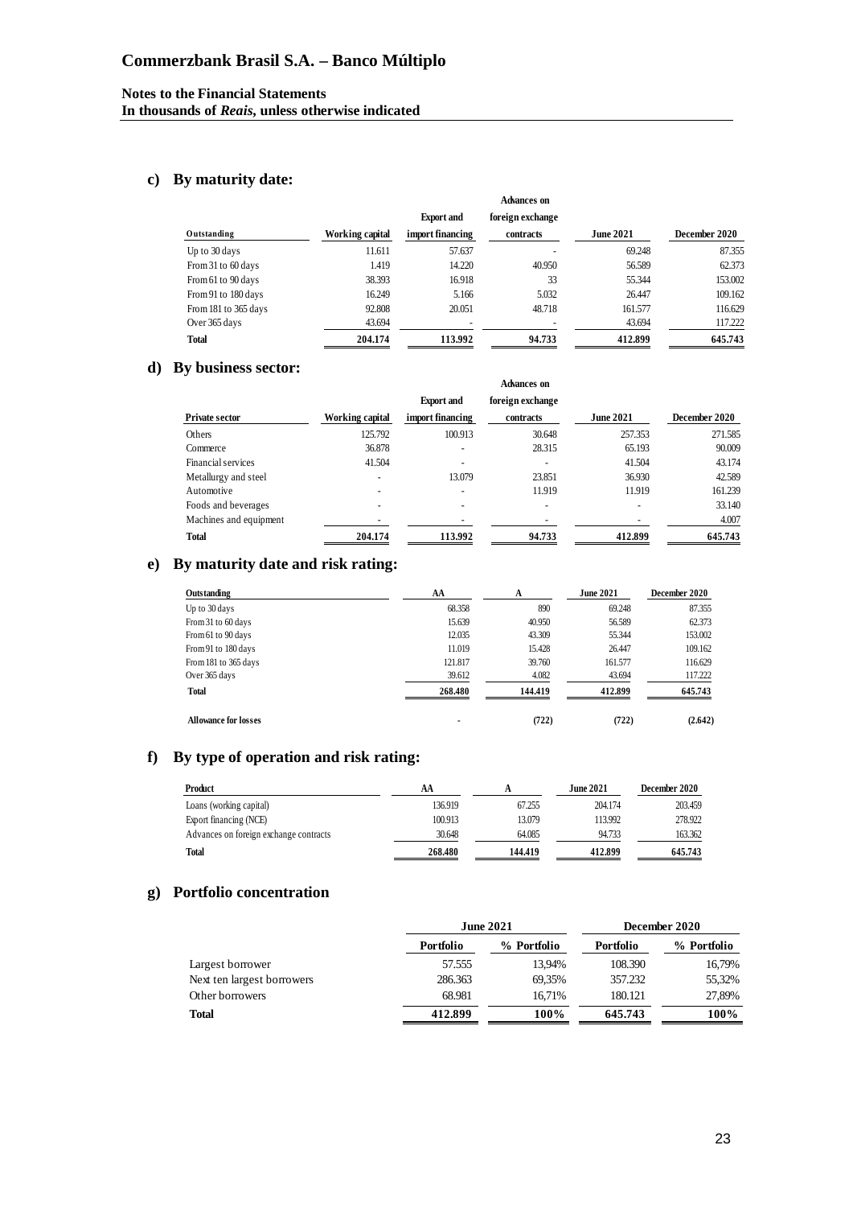## c) By maturity date:

| Outstanding | Working capital | Export and import financing | Advances on foreign exchange contracts | June 2021 | December 2020 |
|---|---|---|---|---|---|
| Up to 30 days | 11.611 | 57.637 | - | 69.248 | 87.355 |
| From 31 to 60 days | 1.419 | 14.220 | 40.950 | 56.589 | 62.373 |
| From 61 to 90 days | 38.393 | 16.918 | 33 | 55.344 | 153.002 |
| From 91 to 180 days | 16.249 | 5.166 | 5.032 | 26.447 | 109.162 |
| From 181 to 365 days | 92.808 | 20.051 | 48.718 | 161.577 | 116.629 |
| Over 365 days | 43.694 | - | - | 43.694 | 117.222 |
| **Total** | **204.174** | **113.992** | **94.733** | **412.899** | **645.743** |

## d) By business sector:

| Private sector | Working capital | Export and import financing | Advances on foreign exchange contracts | June 2021 | December 2020 |
|---|---|---|---|---|---|
| Others | 125.792 | 100.913 | 30.648 | 257.353 | 271.585 |
| Commerce | 36.878 | - | 28.315 | 65.193 | 90.009 |
| Financial services | 41.504 | - | - | 41.504 | 43.174 |
| Metallurgy and steel | - | 13.079 | 23.851 | 36.930 | 42.589 |
| Automotive | - | - | 11.919 | 11.919 | 161.239 |
| Foods and beverages | - | - | - | - | 33.140 |
| Machines and equipment | - | - | - | - | 4.007 |
| **Total** | **204.174** | **113.992** | **94.733** | **412.899** | **645.743** |

## e) By maturity date and risk rating:

| Outstanding | AA | A | June 2021 | December 2020 |
|---|---|---|---|---|
| Up to 30 days | 68.358 | 890 | 69.248 | 87.355 |
| From 31 to 60 days | 15.639 | 40.950 | 56.589 | 62.373 |
| From 61 to 90 days | 12.035 | 43.309 | 55.344 | 153.002 |
| From 91 to 180 days | 11.019 | 15.428 | 26.447 | 109.162 |
| From 181 to 365 days | 121.817 | 39.760 | 161.577 | 116.629 |
| Over 365 days | 39.612 | 4.082 | 43.694 | 117.222 |
| **Total** | **268.480** | **144.419** | **412.899** | **645.743** |
| **Allowance for losses** | - | **(722)** | **(722)** | **(2.642)** |

## f) By type of operation and risk rating:

| Product | AA | A | June 2021 | December 2020 |
|---|---|---|---|---|
| Loans (working capital) | 136.919 | 67.255 | 204.174 | 203.459 |
| Export financing (NCE) | 100.913 | 13.079 | 113.992 | 278.922 |
| Advances on foreign exchange contracts | 30.648 | 64.085 | 94.733 | 163.362 |
| **Total** | **268.480** | **144.419** | **412.899** | **645.743** |

## g) Portfolio concentration

| | June 2021 | | December 2020 | |
|---|---|---|---|---|
| | **Portfolio** | **% Portfolio** | **Portfolio** | **% Portfolio** |
| Largest borrower | 57.555 | 13,94% | 108.390 | 16,79% |
| Next ten largest borrowers | 286.363 | 69,35% | 357.232 | 55,32% |
| Other borrowers | 68.981 | 16,71% | 180.121 | 27,89% |
| **Total** | **412.899** | **100%** | **645.743** | **100%** |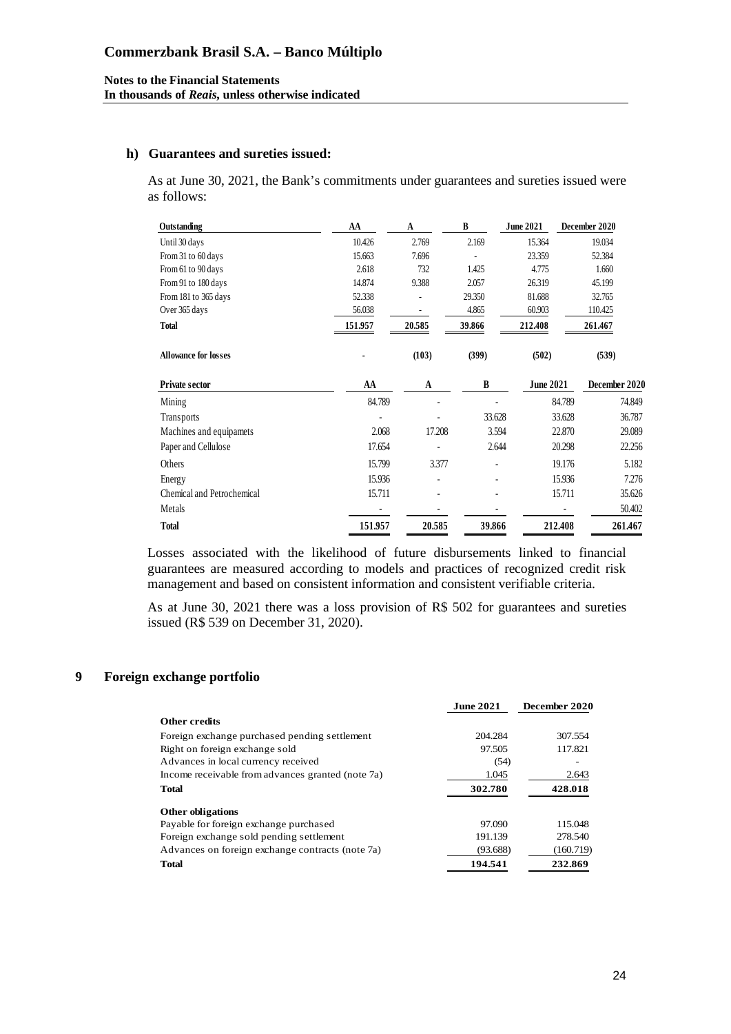### h) Guarantees and sureties issued:

As at June 30, 2021, the Bank's commitments under guarantees and sureties issued were as follows:

| Outstanding | AA | A | B | June 2021 | December 2020 |
|---|---|---|---|---|---|
| Until 30 days | 10.426 | 2.769 | 2.169 | 15.364 | 19.034 |
| From 31 to 60 days | 15.663 | 7.696 | - | 23.359 | 52.384 |
| From 61 to 90 days | 2.618 | 732 | 1.425 | 4.775 | 1.660 |
| From 91 to 180 days | 14.874 | 9.388 | 2.057 | 26.319 | 45.199 |
| From 181 to 365 days | 52.338 | - | 29.350 | 81.688 | 32.765 |
| Over 365 days | 56.038 | - | 4.865 | 60.903 | 110.425 |
| **Total** | **151.957** | **20.585** | **39.866** | **212.408** | **261.467** |
| **Allowance for losses** | - | **(103)** | **(399)** | **(502)** | **(539)** |

| Private sector | AA | A | B | June 2021 | December 2020 |
|---|---|---|---|---|---|
| Mining | 84.789 | - | - | 84.789 | 74.849 |
| Transports | - | - | 33.628 | 33.628 | 36.787 |
| Machines and equipamets | 2.068 | 17.208 | 3.594 | 22.870 | 29.089 |
| Paper and Cellulose | 17.654 | - | 2.644 | 20.298 | 22.256 |
| Others | 15.799 | 3.377 | - | 19.176 | 5.182 |
| Energy | 15.936 | - | - | 15.936 | 7.276 |
| Chemical and Petrochemical | 15.711 | - | - | 15.711 | 35.626 |
| Metals | - | - | - | - | 50.402 |
| **Total** | **151.957** | **20.585** | **39.866** | **212.408** | **261.467** |

Losses associated with the likelihood of future disbursements linked to financial guarantees are measured according to models and practices of recognized credit risk management and based on consistent information and consistent verifiable criteria.

As at June 30, 2021 there was a loss provision of R$ 502 for guarantees and sureties issued (R$ 539 on December 31, 2020).

## 9 Foreign exchange portfolio

| | June 2021 | December 2020 |
|---|---|---|
| **Other credits** | | |
| Foreign exchange purchased pending settlement | 204.284 | 307.554 |
| Right on foreign exchange sold | 97.505 | 117.821 |
| Advances in local currency received | (54) | - |
| Income receivable from advances granted (note 7a) | 1.045 | 2.643 |
| **Total** | **302.780** | **428.018** |
| **Other obligations** | | |
| Payable for foreign exchange purchased | 97.090 | 115.048 |
| Foreign exchange sold pending settlement | 191.139 | 278.540 |
| Advances on foreign exchange contracts (note 7a) | (93.688) | (160.719) |
| **Total** | **194.541** | **232.869** |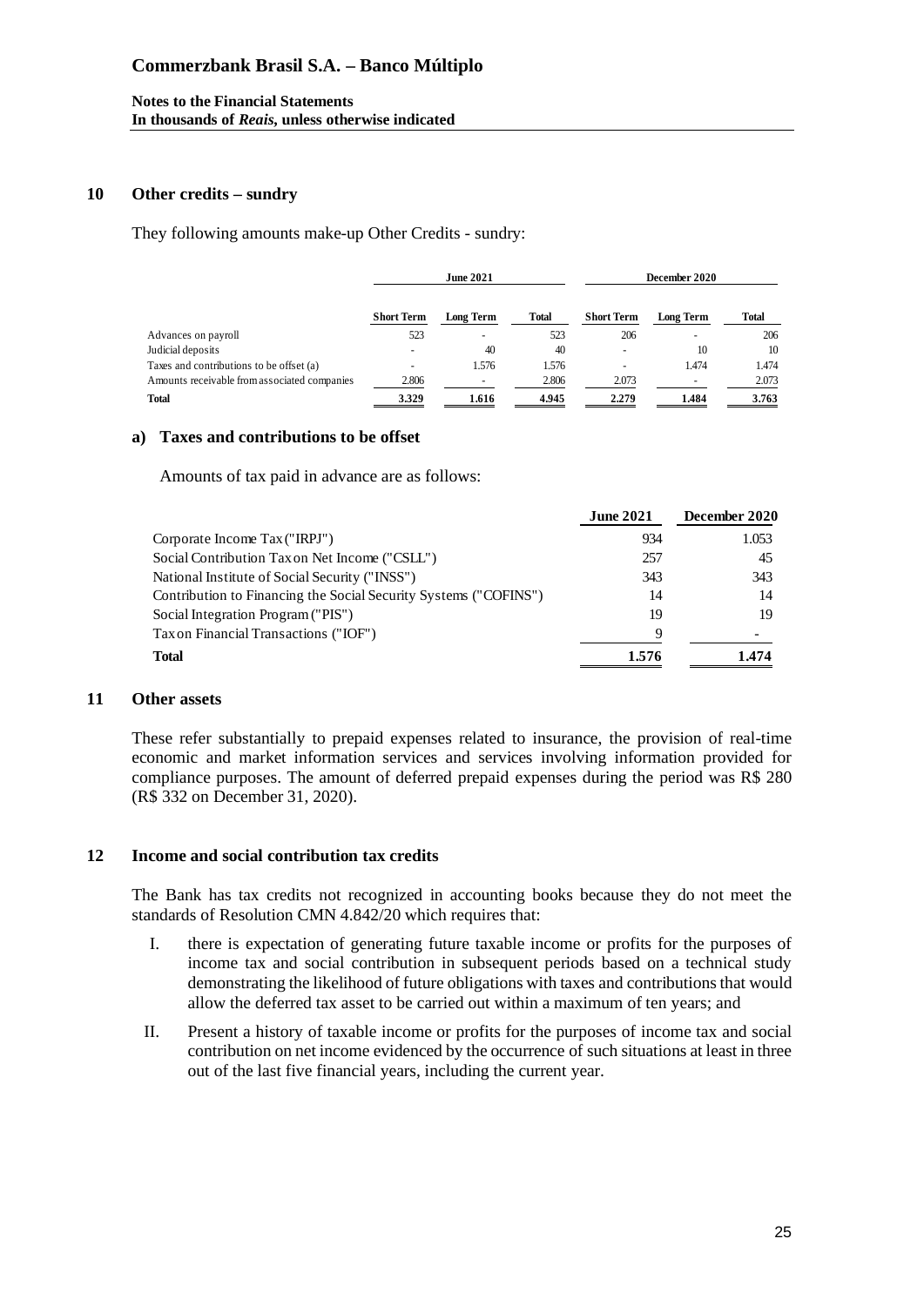## 10 Other credits – sundry

They following amounts make-up Other Credits - sundry:

| | June 2021 | | | December 2020 | | |
|---|---|---|---|---|---|---|
| | Short Term | Long Term | Total | Short Term | Long Term | Total |
| Advances on payroll | 523 | - | 523 | 206 | - | 206 |
| Judicial deposits | - | 40 | 40 | - | 10 | 10 |
| Taxes and contributions to be offset (a) | - | 1.576 | 1.576 | - | 1.474 | 1.474 |
| Amounts receivable from associated companies | 2.806 | - | 2.806 | 2.073 | - | 2.073 |
| **Total** | **3.329** | **1.616** | **4.945** | **2.279** | **1.484** | **3.763** |

### a) Taxes and contributions to be offset

Amounts of tax paid in advance are as follows:

| | June 2021 | December 2020 |
|---|---|---|
| Corporate Income Tax ("IRPJ") | 934 | 1.053 |
| Social Contribution Tax on Net Income ("CSLL") | 257 | 45 |
| National Institute of Social Security ("INSS") | 343 | 343 |
| Contribution to Financing the Social Security Systems ("COFINS") | 14 | 14 |
| Social Integration Program ("PIS") | 19 | 19 |
| Tax on Financial Transactions ("IOF") | 9 | - |
| **Total** | **1.576** | **1.474** |

## 11 Other assets

These refer substantially to prepaid expenses related to insurance, the provision of real-time economic and market information services and services involving information provided for compliance purposes. The amount of deferred prepaid expenses during the period was R$ 280 (R$ 332 on December 31, 2020).

## 12 Income and social contribution tax credits

The Bank has tax credits not recognized in accounting books because they do not meet the standards of Resolution CMN 4.842/20 which requires that:

I. there is expectation of generating future taxable income or profits for the purposes of income tax and social contribution in subsequent periods based on a technical study demonstrating the likelihood of future obligations with taxes and contributions that would allow the deferred tax asset to be carried out within a maximum of ten years; and

II. Present a history of taxable income or profits for the purposes of income tax and social contribution on net income evidenced by the occurrence of such situations at least in three out of the last five financial years, including the current year.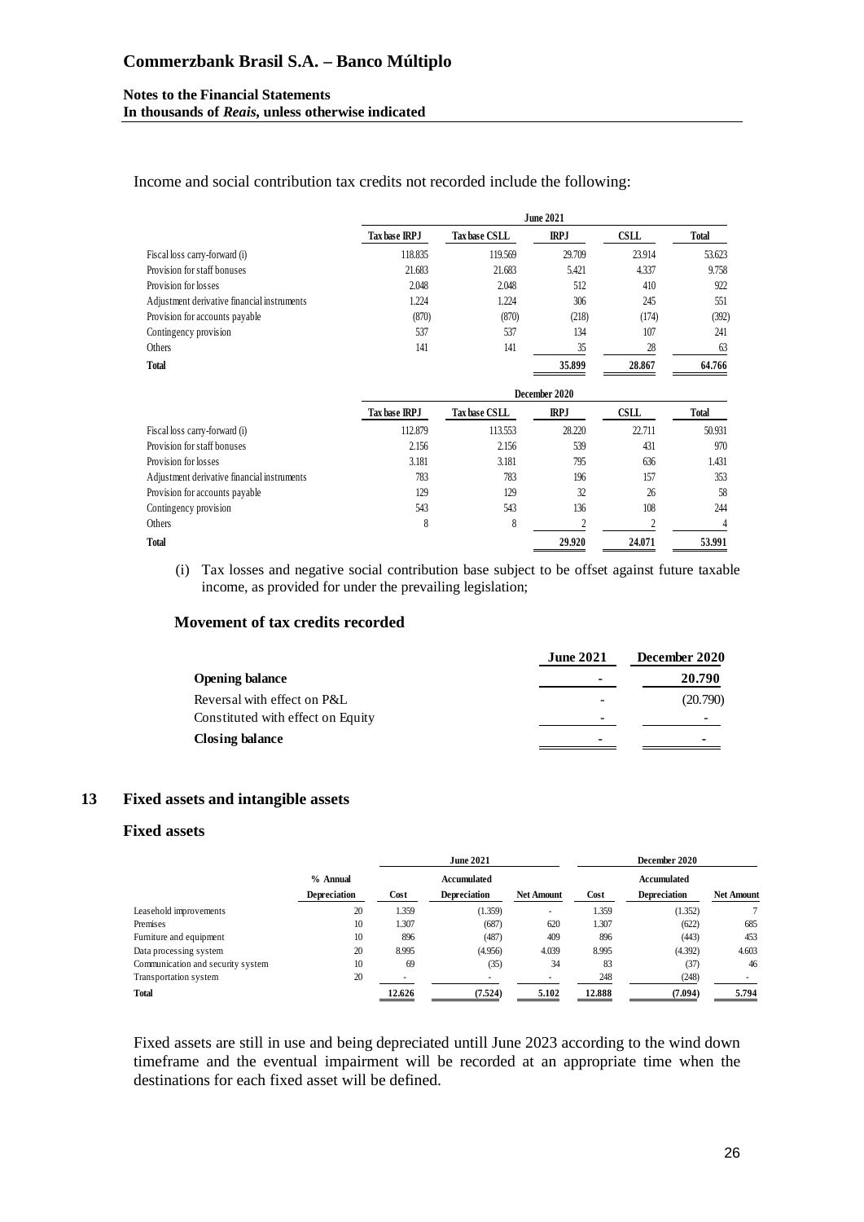Income and social contribution tax credits not recorded include the following:

| | June 2021 | | | | |
|---|---|---|---|---|---|
| | Tax base IRPJ | Tax base CSLL | IRPJ | CSLL | Total |
| Fiscal loss carry-forward (i) | 118.835 | 119.569 | 29.709 | 23.914 | 53.623 |
| Provision for staff bonuses | 21.683 | 21.683 | 5.421 | 4.337 | 9.758 |
| Provision for losses | 2.048 | 2.048 | 512 | 410 | 922 |
| Adjustment derivative financial instruments | 1.224 | 1.224 | 306 | 245 | 551 |
| Provision for accounts payable | (870) | (870) | (218) | (174) | (392) |
| Contingency provision | 537 | 537 | 134 | 107 | 241 |
| Others | 141 | 141 | 35 | 28 | 63 |
| **Total** | | | **35.899** | **28.867** | **64.766** |

| | December 2020 | | | | |
|---|---|---|---|---|---|
| | Tax base IRPJ | Tax base CSLL | IRPJ | CSLL | Total |
| Fiscal loss carry-forward (i) | 112.879 | 113.553 | 28.220 | 22.711 | 50.931 |
| Provision for staff bonuses | 2.156 | 2.156 | 539 | 431 | 970 |
| Provision for losses | 3.181 | 3.181 | 795 | 636 | 1.431 |
| Adjustment derivative financial instruments | 783 | 783 | 196 | 157 | 353 |
| Provision for accounts payable | 129 | 129 | 32 | 26 | 58 |
| Contingency provision | 543 | 543 | 136 | 108 | 244 |
| Others | 8 | 8 | 2 | 2 | 4 |
| **Total** | | | **29.920** | **24.071** | **53.991** |

(i) Tax losses and negative social contribution base subject to be offset against future taxable income, as provided for under the prevailing legislation;

### Movement of tax credits recorded

| | June 2021 | December 2020 |
|---|---|---|
| **Opening balance** | **-** | **20.790** |
| Reversal with effect on P&L | - | (20.790) |
| Constituted with effect on Equity | - | - |
| **Closing balance** | **-** | **-** |

## 13 Fixed assets and intangible assets

### Fixed assets

| | | June 2021 | | | December 2020 | | |
|---|---|---|---|---|---|---|---|
| | % Annual Depreciation | Cost | Accumulated Depreciation | Net Amount | Cost | Accumulated Depreciation | Net Amount |
| Leasehold improvements | 20 | 1.359 | (1.359) | - | 1.359 | (1.352) | 7 |
| Premises | 10 | 1.307 | (687) | 620 | 1.307 | (622) | 685 |
| Furniture and equipment | 10 | 896 | (487) | 409 | 896 | (443) | 453 |
| Data processing system | 20 | 8.995 | (4.956) | 4.039 | 8.995 | (4.392) | 4.603 |
| Communication and security system | 10 | 69 | (35) | 34 | 83 | (37) | 46 |
| Transportation system | 20 | - | - | - | 248 | (248) | - |
| **Total** | | **12.626** | **(7.524)** | **5.102** | **12.888** | **(7.094)** | **5.794** |

Fixed assets are still in use and being depreciated untill June 2023 according to the wind down timeframe and the eventual impairment will be recorded at an appropriate time when the destinations for each fixed asset will be defined.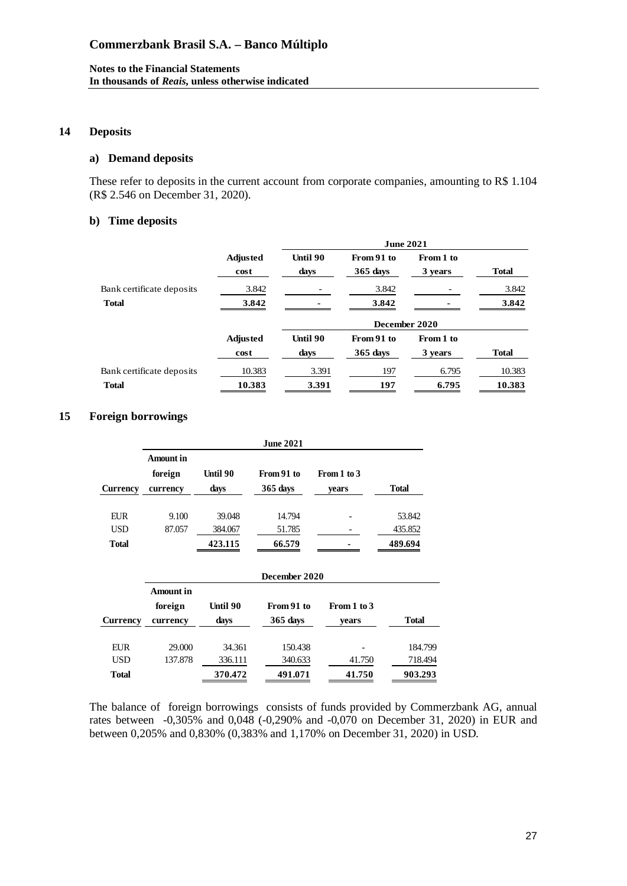## 14 Deposits

### a) Demand deposits

These refer to deposits in the current account from corporate companies, amounting to R$ 1.104 (R$ 2.546 on December 31, 2020).

### b) Time deposits

| | | June 2021 | | | |
|---|---|---|---|---|---|
| | Adjusted cost | Until 90 days | From 91 to 365 days | From 1 to 3 years | Total |
| Bank certificate deposits | 3.842 | - | 3.842 | - | 3.842 |
| **Total** | **3.842** | **-** | **3.842** | **-** | **3.842** |

| | | December 2020 | | | |
|---|---|---|---|---|---|
| | Adjusted cost | Until 90 days | From 91 to 365 days | From 1 to 3 years | Total |
| Bank certificate deposits | 10.383 | 3.391 | 197 | 6.795 | 10.383 |
| **Total** | **10.383** | **3.391** | **197** | **6.795** | **10.383** |

## 15 Foreign borrowings

| | June 2021 | | | | |
|---|---|---|---|---|---|
| Currency | Amount in foreign currency | Until 90 days | From 91 to 365 days | From 1 to 3 years | Total |
| EUR | 9.100 | 39.048 | 14.794 | - | 53.842 |
| USD | 87.057 | 384.067 | 51.785 | - | 435.852 |
| **Total** | | **423.115** | **66.579** | **-** | **489.694** |

| | December 2020 | | | | |
|---|---|---|---|---|---|
| Currency | Amount in foreign currency | Until 90 days | From 91 to 365 days | From 1 to 3 years | Total |
| EUR | 29.000 | 34.361 | 150.438 | - | 184.799 |
| USD | 137.878 | 336.111 | 340.633 | 41.750 | 718.494 |
| **Total** | | **370.472** | **491.071** | **41.750** | **903.293** |

The balance of foreign borrowings consists of funds provided by Commerzbank AG, annual rates between -0,305% and 0,048 (-0,290% and -0,070 on December 31, 2020) in EUR and between 0,205% and 0,830% (0,383% and 1,170% on December 31, 2020) in USD.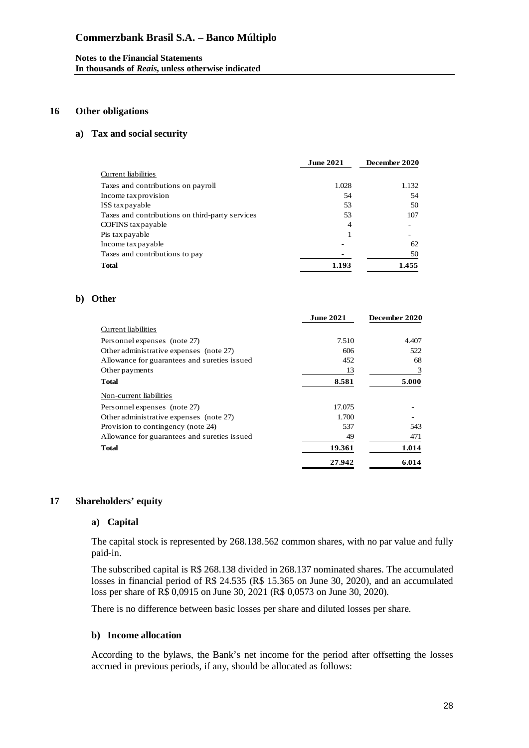## 16 Other obligations

### a) Tax and social security

| | June 2021 | December 2020 |
|---|---|---|
| Current liabilities | | |
| Taxes and contributions on payroll | 1.028 | 1.132 |
| Income tax provision | 54 | 54 |
| ISS tax payable | 53 | 50 |
| Taxes and contributions on third-party services | 53 | 107 |
| COFINS tax payable | 4 | - |
| Pis tax payable | 1 | - |
| Income tax payable | - | 62 |
| Taxes and contributions to pay | - | 50 |
| **Total** | **1.193** | **1.455** |

### b) Other

| | June 2021 | December 2020 |
|---|---|---|
| Current liabilities | | |
| Personnel expenses (note 27) | 7.510 | 4.407 |
| Other administrative expenses (note 27) | 606 | 522 |
| Allowance for guarantees and sureties issued | 452 | 68 |
| Other payments | 13 | 3 |
| **Total** | **8.581** | **5.000** |
| Non-current liabilities | | |
| Personnel expenses (note 27) | 17.075 | - |
| Other administrative expenses (note 27) | 1.700 | - |
| Provision to contingency (note 24) | 537 | 543 |
| Allowance for guarantees and sureties issued | 49 | 471 |
| **Total** | **19.361** | **1.014** |
| | **27.942** | **6.014** |

## 17 Shareholders' equity

### a) Capital

The capital stock is represented by 268.138.562 common shares, with no par value and fully paid-in.

The subscribed capital is R$ 268.138 divided in 268.137 nominated shares. The accumulated losses in financial period of R$ 24.535 (R$ 15.365 on June 30, 2020), and an accumulated loss per share of R$ 0,0915 on June 30, 2021 (R$ 0,0573 on June 30, 2020).

There is no difference between basic losses per share and diluted losses per share.

### b) Income allocation

According to the bylaws, the Bank's net income for the period after offsetting the losses accrued in previous periods, if any, should be allocated as follows: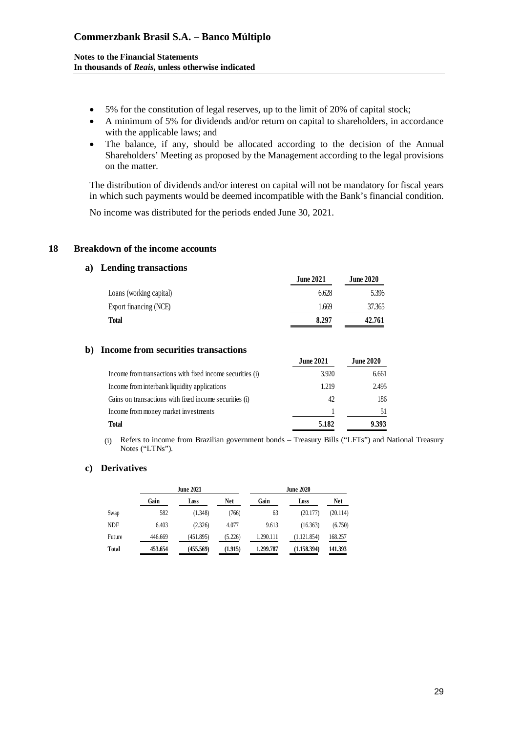- 5% for the constitution of legal reserves, up to the limit of 20% of capital stock;
- A minimum of 5% for dividends and/or return on capital to shareholders, in accordance with the applicable laws; and
- The balance, if any, should be allocated according to the decision of the Annual Shareholders' Meeting as proposed by the Management according to the legal provisions on the matter.

The distribution of dividends and/or interest on capital will not be mandatory for fiscal years in which such payments would be deemed incompatible with the Bank's financial condition.

No income was distributed for the periods ended June 30, 2021.

## 18 Breakdown of the income accounts

### a) Lending transactions

| | June 2021 | June 2020 |
|---|---|---|
| Loans (working capital) | 6.628 | 5.396 |
| Export financing (NCE) | 1.669 | 37.365 |
| **Total** | **8.297** | **42.761** |

### b) Income from securities transactions

| | June 2021 | June 2020 |
|---|---|---|
| Income from transactions with fixed income securities (i) | 3.920 | 6.661 |
| Income from interbank liquidity applications | 1.219 | 2.495 |
| Gains on transactions with fixed income securities (i) | 42 | 186 |
| Income from money market investments | 1 | 51 |
| **Total** | **5.182** | **9.393** |

(i) Refers to income from Brazilian government bonds – Treasury Bills ("LFTs") and National Treasury Notes ("LTNs").

### c) Derivatives

| | June 2021 | | | June 2020 | | |
|---|---|---|---|---|---|---|
| | Gain | Loss | Net | Gain | Loss | Net |
| Swap | 582 | (1.348) | (766) | 63 | (20.177) | (20.114) |
| NDF | 6.403 | (2.326) | 4.077 | 9.613 | (16.363) | (6.750) |
| Future | 446.669 | (451.895) | (5.226) | 1.290.111 | (1.121.854) | 168.257 |
| **Total** | **453.654** | **(455.569)** | **(1.915)** | **1.299.787** | **(1.158.394)** | **141.393** |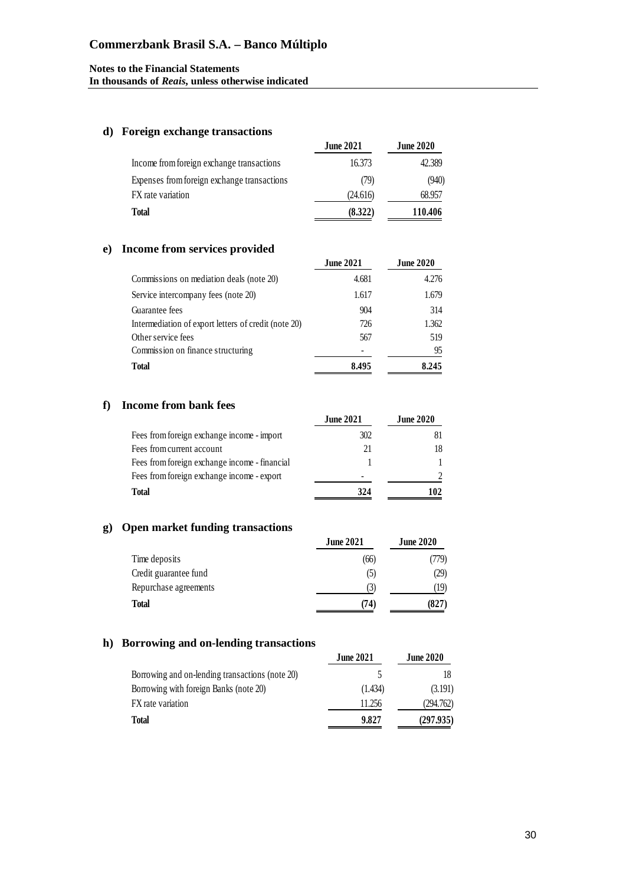# Commerzbank Brasil S.A. – Banco Múltiplo

**Notes to the Financial Statements**
**In thousands of *Reais*, unless otherwise indicated**

## d) Foreign exchange transactions

| | June 2021 | June 2020 |
|---|---|---|
| Income from foreign exchange transactions | 16.373 | 42.389 |
| Expenses from foreign exchange transactions | (79) | (940) |
| FX rate variation | (24.616) | 68.957 |
| **Total** | **(8.322)** | **110.406** |

## e) Income from services provided

| | June 2021 | June 2020 |
|---|---|---|
| Commissions on mediation deals (note 20) | 4.681 | 4.276 |
| Service intercompany fees (note 20) | 1.617 | 1.679 |
| Guarantee fees | 904 | 314 |
| Intermediation of export letters of credit (note 20) | 726 | 1.362 |
| Other service fees | 567 | 519 |
| Commission on finance structuring | - | 95 |
| **Total** | **8.495** | **8.245** |

## f) Income from bank fees

| | June 2021 | June 2020 |
|---|---|---|
| Fees from foreign exchange income - import | 302 | 81 |
| Fees from current account | 21 | 18 |
| Fees from foreign exchange income - financial | 1 | 1 |
| Fees from foreign exchange income - export | - | 2 |
| **Total** | **324** | **102** |

## g) Open market funding transactions

| | June 2021 | June 2020 |
|---|---|---|
| Time deposits | (66) | (779) |
| Credit guarantee fund | (5) | (29) |
| Repurchase agreements | (3) | (19) |
| **Total** | **(74)** | **(827)** |

## h) Borrowing and on-lending transactions

| | June 2021 | June 2020 |
|---|---|---|
| Borrowing and on-lending transactions (note 20) | 5 | 18 |
| Borrowing with foreign Banks (note 20) | (1.434) | (3.191) |
| FX rate variation | 11.256 | (294.762) |
| **Total** | **9.827** | **(297.935)** |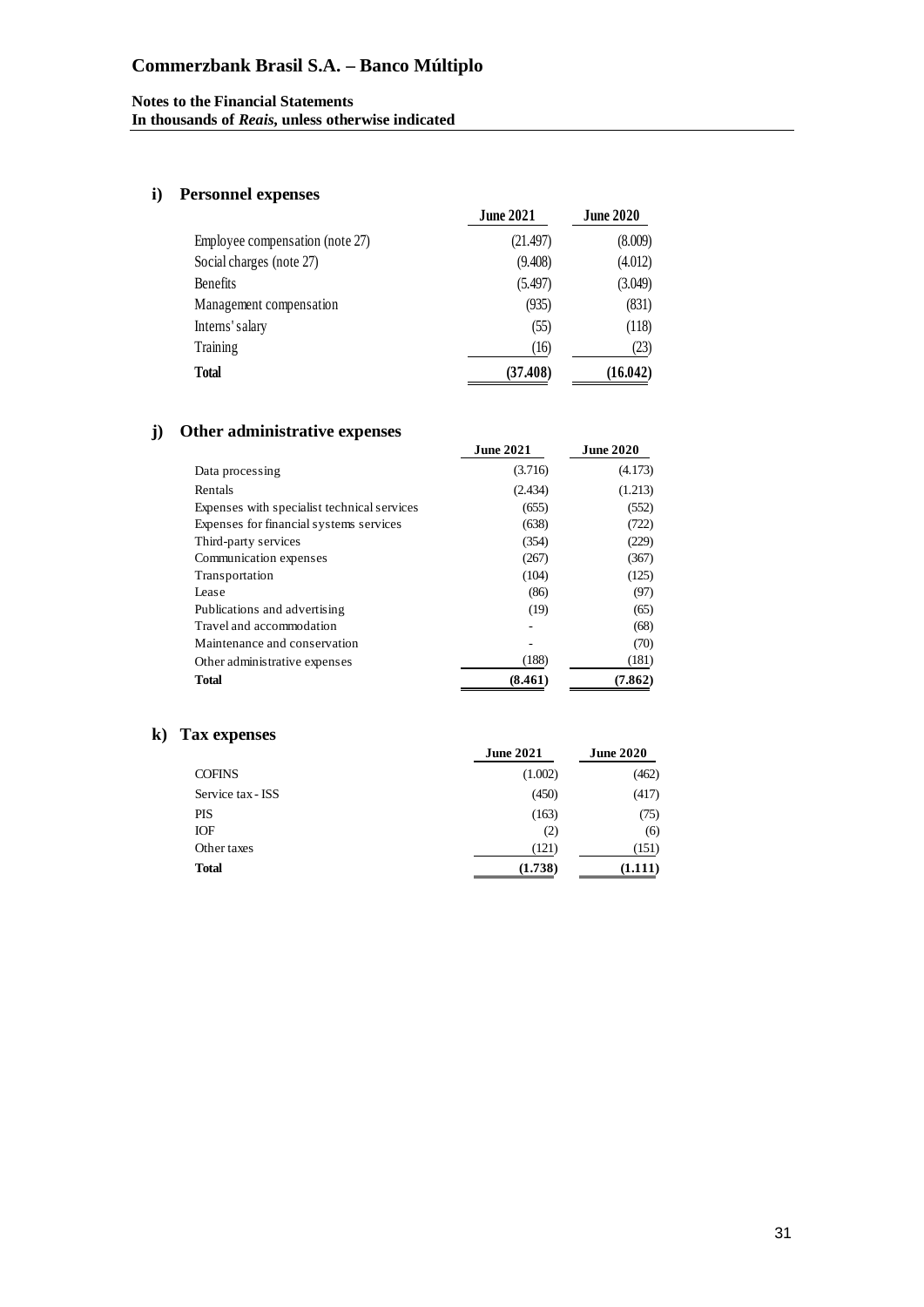### i) Personnel expenses

| | June 2021 | June 2020 |
|---|---|---|
| Employee compensation (note 27) | (21.497) | (8.009) |
| Social charges (note 27) | (9.408) | (4.012) |
| Benefits | (5.497) | (3.049) |
| Management compensation | (935) | (831) |
| Interns' salary | (55) | (118) |
| Training | (16) | (23) |
| **Total** | **(37.408)** | **(16.042)** |

### j) Other administrative expenses

| | June 2021 | June 2020 |
|---|---|---|
| Data processing | (3.716) | (4.173) |
| Rentals | (2.434) | (1.213) |
| Expenses with specialist technical services | (655) | (552) |
| Expenses for financial systems services | (638) | (722) |
| Third-party services | (354) | (229) |
| Communication expenses | (267) | (367) |
| Transportation | (104) | (125) |
| Lease | (86) | (97) |
| Publications and advertising | (19) | (65) |
| Travel and accommodation | - | (68) |
| Maintenance and conservation | - | (70) |
| Other administrative expenses | (188) | (181) |
| **Total** | **(8.461)** | **(7.862)** |

### k) Tax expenses

| | June 2021 | June 2020 |
|---|---|---|
| COFINS | (1.002) | (462) |
| Service tax - ISS | (450) | (417) |
| PIS | (163) | (75) |
| IOF | (2) | (6) |
| Other taxes | (121) | (151) |
| **Total** | **(1.738)** | **(1.111)** |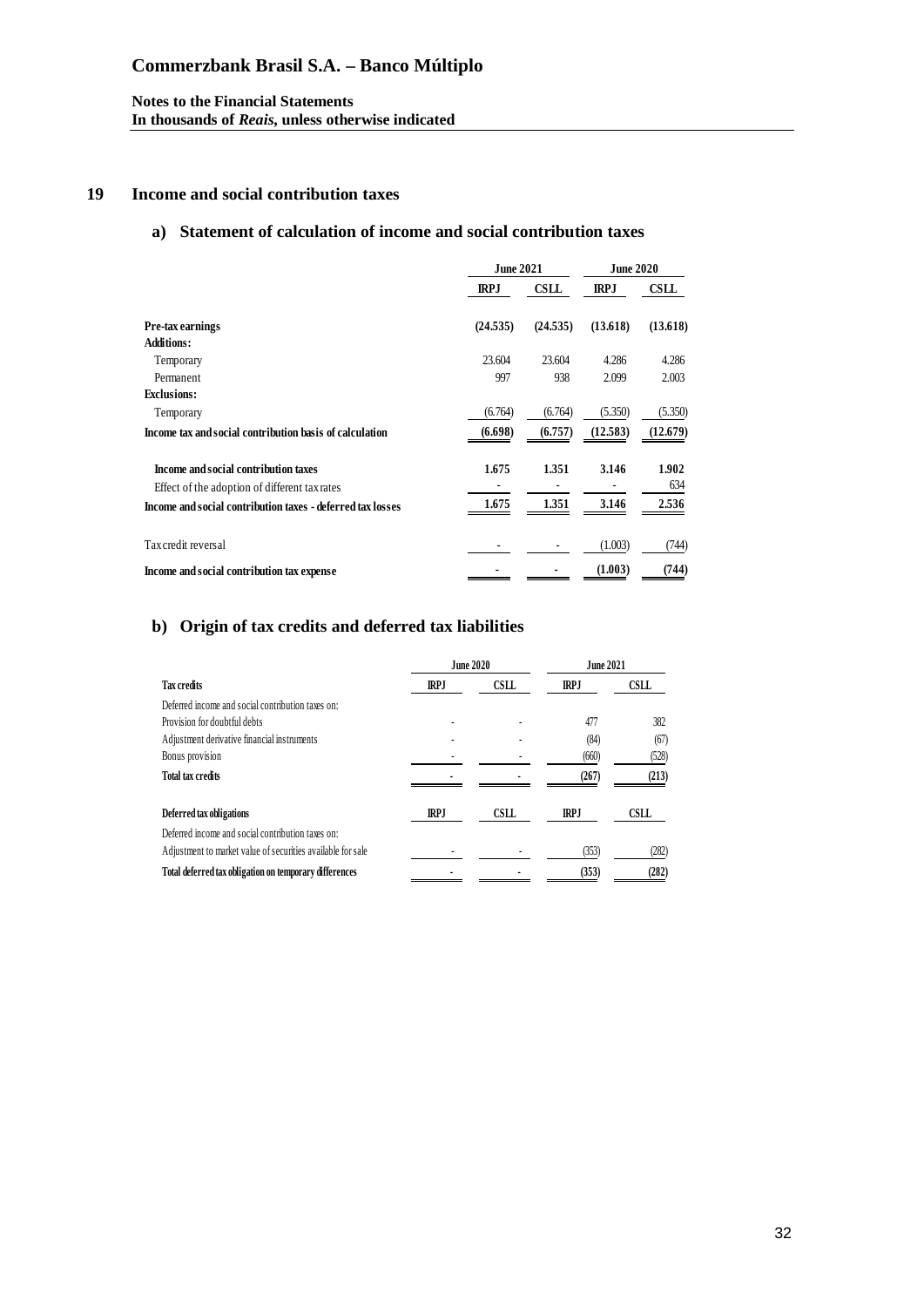**Notes to the Financial Statements**
**In thousands of *Reais*, unless otherwise indicated**

## 19 Income and social contribution taxes

### a) Statement of calculation of income and social contribution taxes

| | June 2021 | | June 2020 | |
|---|---|---|---|---|
| | **IRPJ** | **CSLL** | **IRPJ** | **CSLL** |
| **Pre-tax earnings** | **(24.535)** | **(24.535)** | **(13.618)** | **(13.618)** |
| **Additions:** | | | | |
| Temporary | 23.604 | 23.604 | 4.286 | 4.286 |
| Permanent | 997 | 938 | 2.099 | 2.003 |
| **Exclusions:** | | | | |
| Temporary | (6.764) | (6.764) | (5.350) | (5.350) |
| **Income tax and social contribution basis of calculation** | **(6.698)** | **(6.757)** | **(12.583)** | **(12.679)** |
| **Income and social contribution taxes** | **1.675** | **1.351** | **3.146** | **1.902** |
| Effect of the adoption of different tax rates | - | - | - | 634 |
| **Income and social contribution taxes - deferred tax losses** | **1.675** | **1.351** | **3.146** | **2.536** |
| Tax credit reversal | - | - | (1.003) | (744) |
| **Income and social contribution tax expense** | **-** | **-** | **(1.003)** | **(744)** |

### b) Origin of tax credits and deferred tax liabilities

| | June 2020 | | June 2021 | |
|---|---|---|---|---|
| **Tax credits** | **IRPJ** | **CSLL** | **IRPJ** | **CSLL** |
| Deferred income and social contribution taxes on: | | | | |
| Provision for doubtful debts | - | - | 477 | 382 |
| Adjustment derivative financial instruments | - | - | (84) | (67) |
| Bonus provision | - | - | (660) | (528) |
| **Total tax credits** | **-** | **-** | **(267)** | **(213)** |
| **Deferred tax obligations** | **IRPJ** | **CSLL** | **IRPJ** | **CSLL** |
| Deferred income and social contribution taxes on: | | | | |
| Adjustment to market value of securities available for sale | - | - | (353) | (282) |
| **Total deferred tax obligation on temporary differences** | **-** | **-** | **(353)** | **(282)** |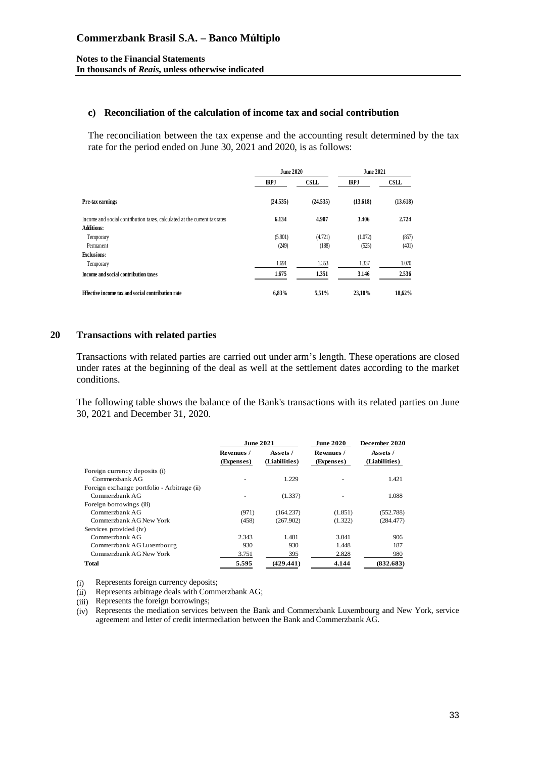#### c) Reconciliation of the calculation of income tax and social contribution

The reconciliation between the tax expense and the accounting result determined by the tax rate for the period ended on June 30, 2021 and 2020, is as follows:

| | June 2020 | | June 2021 | |
|---|---|---|---|---|
| | IRPJ | CSLL | IRPJ | CSLL |
| **Pre-tax earnings** | **(24.535)** | **(24.535)** | **(13.618)** | **(13.618)** |
| Income and social contribution taxes, calculated at the current tax rates | **6.134** | **4.907** | **3.406** | **2.724** |
| **Additions:** | | | | |
| Temporary | (5.901) | (4.721) | (1.072) | (857) |
| Permanent | (249) | (188) | (525) | (401) |
| **Exclusions:** | | | | |
| Temporary | 1.691 | 1.353 | 1.337 | 1.070 |
| **Income and social contribution taxes** | **1.675** | **1.351** | **3.146** | **2.536** |
| **Effective income tax and social contribution rate** | **6,83%** | **5,51%** | **23,10%** | **18,62%** |

## 20 Transactions with related parties

Transactions with related parties are carried out under arm's length. These operations are closed under rates at the beginning of the deal as well at the settlement dates according to the market conditions.

The following table shows the balance of the Bank's transactions with its related parties on June 30, 2021 and December 31, 2020.

| | June 2021 | | June 2020 | December 2020 |
|---|---|---|---|---|
| | Revenues / (Expenses) | Assets / (Liabilities) | Revenues / (Expenses) | Assets / (Liabilities) |
| Foreign currency deposits (i) | | | | |
| Commerzbank AG | - | 1.229 | - | 1.421 |
| Foreign exchange portfolio - Arbitrage (ii) | | | | |
| Commerzbank AG | - | (1.337) | - | 1.088 |
| Foreign borrowings (iii) | | | | |
| Commerzbank AG | (971) | (164.237) | (1.851) | (552.788) |
| Commerzbank AG New York | (458) | (267.902) | (1.322) | (284.477) |
| Services provided (iv) | | | | |
| Commerzbank AG | 2.343 | 1.481 | 3.041 | 906 |
| Commerzbank AG Luxembourg | 930 | 930 | 1.448 | 187 |
| Commerzbank AG New York | 3.751 | 395 | 2.828 | 980 |
| **Total** | **5.595** | **(429.441)** | **4.144** | **(832.683)** |

(i) Represents foreign currency deposits;

(ii) Represents arbitrage deals with Commerzbank AG;

(iii) Represents the foreign borrowings;

(iv) Represents the mediation services between the Bank and Commerzbank Luxembourg and New York, service agreement and letter of credit intermediation between the Bank and Commerzbank AG.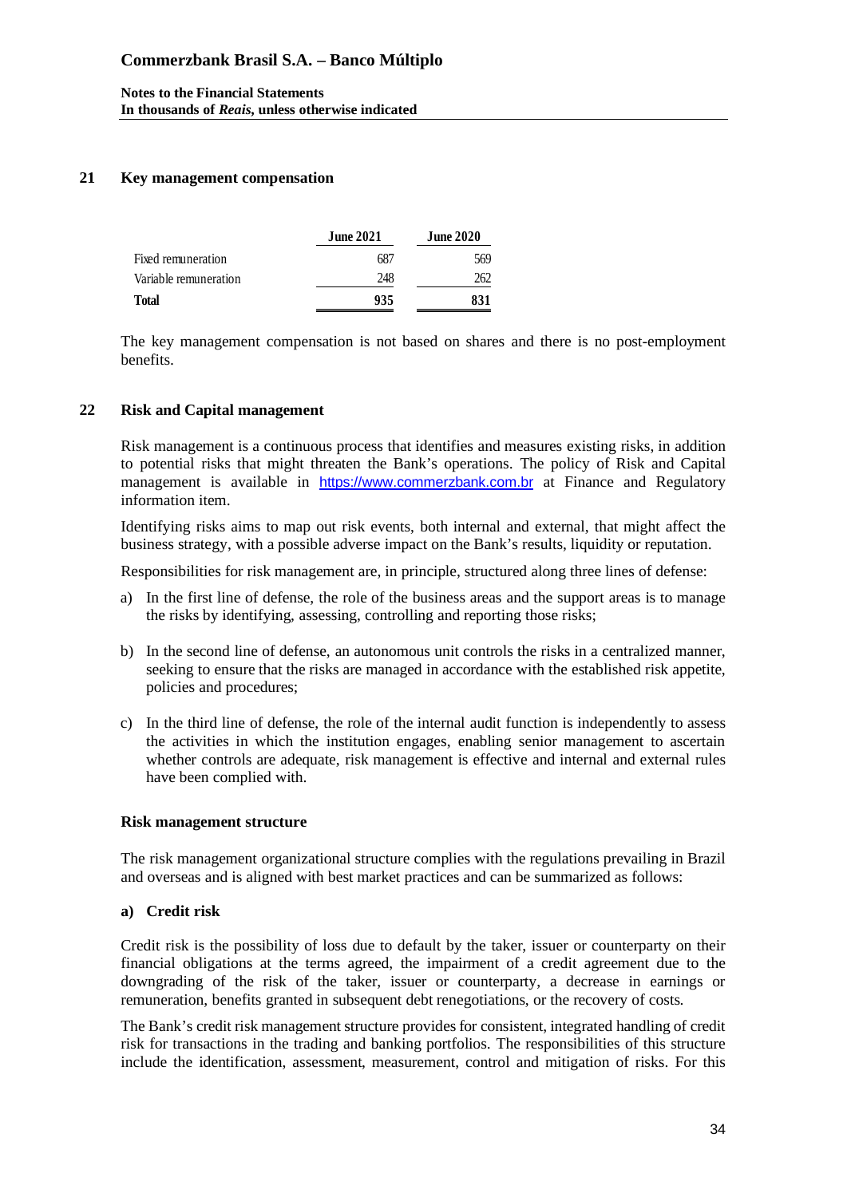## 21 Key management compensation

| | June 2021 | June 2020 |
|---|---|---|
| Fixed remuneration | 687 | 569 |
| Variable remuneration | 248 | 262 |
| **Total** | **935** | **831** |

The key management compensation is not based on shares and there is no post-employment benefits.

## 22 Risk and Capital management

Risk management is a continuous process that identifies and measures existing risks, in addition to potential risks that might threaten the Bank's operations. The policy of Risk and Capital management is available in https://www.commerzbank.com.br at Finance and Regulatory information item.

Identifying risks aims to map out risk events, both internal and external, that might affect the business strategy, with a possible adverse impact on the Bank's results, liquidity or reputation.

Responsibilities for risk management are, in principle, structured along three lines of defense:

a) In the first line of defense, the role of the business areas and the support areas is to manage the risks by identifying, assessing, controlling and reporting those risks;

b) In the second line of defense, an autonomous unit controls the risks in a centralized manner, seeking to ensure that the risks are managed in accordance with the established risk appetite, policies and procedures;

c) In the third line of defense, the role of the internal audit function is independently to assess the activities in which the institution engages, enabling senior management to ascertain whether controls are adequate, risk management is effective and internal and external rules have been complied with.

### Risk management structure

The risk management organizational structure complies with the regulations prevailing in Brazil and overseas and is aligned with best market practices and can be summarized as follows:

#### a) Credit risk

Credit risk is the possibility of loss due to default by the taker, issuer or counterparty on their financial obligations at the terms agreed, the impairment of a credit agreement due to the downgrading of the risk of the taker, issuer or counterparty, a decrease in earnings or remuneration, benefits granted in subsequent debt renegotiations, or the recovery of costs.

The Bank's credit risk management structure provides for consistent, integrated handling of credit risk for transactions in the trading and banking portfolios. The responsibilities of this structure include the identification, assessment, measurement, control and mitigation of risks. For this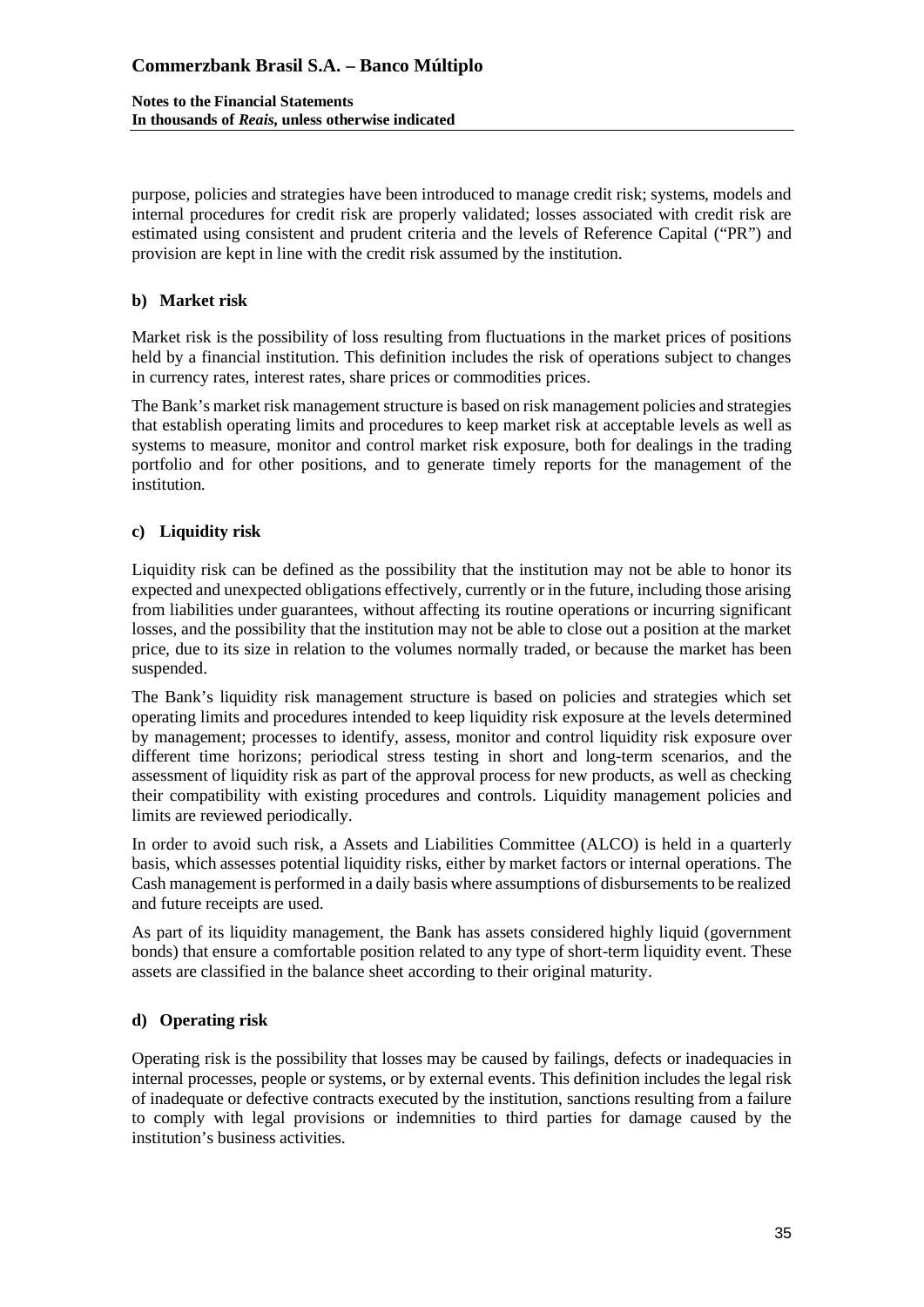purpose, policies and strategies have been introduced to manage credit risk; systems, models and internal procedures for credit risk are properly validated; losses associated with credit risk are estimated using consistent and prudent criteria and the levels of Reference Capital ("PR") and provision are kept in line with the credit risk assumed by the institution.

### b) Market risk

Market risk is the possibility of loss resulting from fluctuations in the market prices of positions held by a financial institution. This definition includes the risk of operations subject to changes in currency rates, interest rates, share prices or commodities prices.

The Bank's market risk management structure is based on risk management policies and strategies that establish operating limits and procedures to keep market risk at acceptable levels as well as systems to measure, monitor and control market risk exposure, both for dealings in the trading portfolio and for other positions, and to generate timely reports for the management of the institution.

### c) Liquidity risk

Liquidity risk can be defined as the possibility that the institution may not be able to honor its expected and unexpected obligations effectively, currently or in the future, including those arising from liabilities under guarantees, without affecting its routine operations or incurring significant losses, and the possibility that the institution may not be able to close out a position at the market price, due to its size in relation to the volumes normally traded, or because the market has been suspended.

The Bank's liquidity risk management structure is based on policies and strategies which set operating limits and procedures intended to keep liquidity risk exposure at the levels determined by management; processes to identify, assess, monitor and control liquidity risk exposure over different time horizons; periodical stress testing in short and long-term scenarios, and the assessment of liquidity risk as part of the approval process for new products, as well as checking their compatibility with existing procedures and controls. Liquidity management policies and limits are reviewed periodically.

In order to avoid such risk, a Assets and Liabilities Committee (ALCO) is held in a quarterly basis, which assesses potential liquidity risks, either by market factors or internal operations. The Cash management is performed in a daily basis where assumptions of disbursements to be realized and future receipts are used.

As part of its liquidity management, the Bank has assets considered highly liquid (government bonds) that ensure a comfortable position related to any type of short-term liquidity event. These assets are classified in the balance sheet according to their original maturity.

### d) Operating risk

Operating risk is the possibility that losses may be caused by failings, defects or inadequacies in internal processes, people or systems, or by external events. This definition includes the legal risk of inadequate or defective contracts executed by the institution, sanctions resulting from a failure to comply with legal provisions or indemnities to third parties for damage caused by the institution's business activities.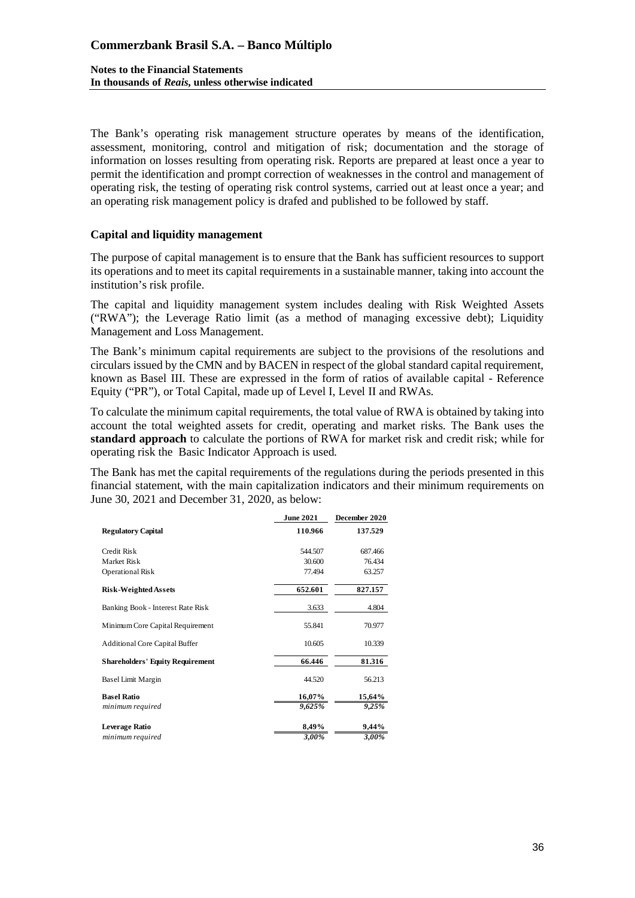The Bank's operating risk management structure operates by means of the identification, assessment, monitoring, control and mitigation of risk; documentation and the storage of information on losses resulting from operating risk. Reports are prepared at least once a year to permit the identification and prompt correction of weaknesses in the control and management of operating risk, the testing of operating risk control systems, carried out at least once a year; and an operating risk management policy is drafed and published to be followed by staff.

### Capital and liquidity management

The purpose of capital management is to ensure that the Bank has sufficient resources to support its operations and to meet its capital requirements in a sustainable manner, taking into account the institution's risk profile.

The capital and liquidity management system includes dealing with Risk Weighted Assets ("RWA"); the Leverage Ratio limit (as a method of managing excessive debt); Liquidity Management and Loss Management.

The Bank's minimum capital requirements are subject to the provisions of the resolutions and circulars issued by the CMN and by BACEN in respect of the global standard capital requirement, known as Basel III. These are expressed in the form of ratios of available capital - Reference Equity ("PR"), or Total Capital, made up of Level I, Level II and RWAs.

To calculate the minimum capital requirements, the total value of RWA is obtained by taking into account the total weighted assets for credit, operating and market risks. The Bank uses the **standard approach** to calculate the portions of RWA for market risk and credit risk; while for operating risk the Basic Indicator Approach is used.

The Bank has met the capital requirements of the regulations during the periods presented in this financial statement, with the main capitalization indicators and their minimum requirements on June 30, 2021 and December 31, 2020, as below:

| | June 2021 | December 2020 |
|---|---|---|
| **Regulatory Capital** | **110.966** | **137.529** |
| Credit Risk | 544.507 | 687.466 |
| Market Risk | 30.600 | 76.434 |
| Operational Risk | 77.494 | 63.257 |
| **Risk-Weighted Assets** | **652.601** | **827.157** |
| Banking Book - Interest Rate Risk | 3.633 | 4.804 |
| Minimum Core Capital Requirement | 55.841 | 70.977 |
| Additional Core Capital Buffer | 10.605 | 10.339 |
| **Shareholders' Equity Requirement** | **66.446** | **81.316** |
| Basel Limit Margin | 44.520 | 56.213 |
| **Basel Ratio** | **16,07%** | **15,64%** |
| *minimum required* | *9,625%* | *9,25%* |
| **Leverage Ratio** | **8,49%** | **9,44%** |
| *minimum required* | *3,00%* | *3,00%* |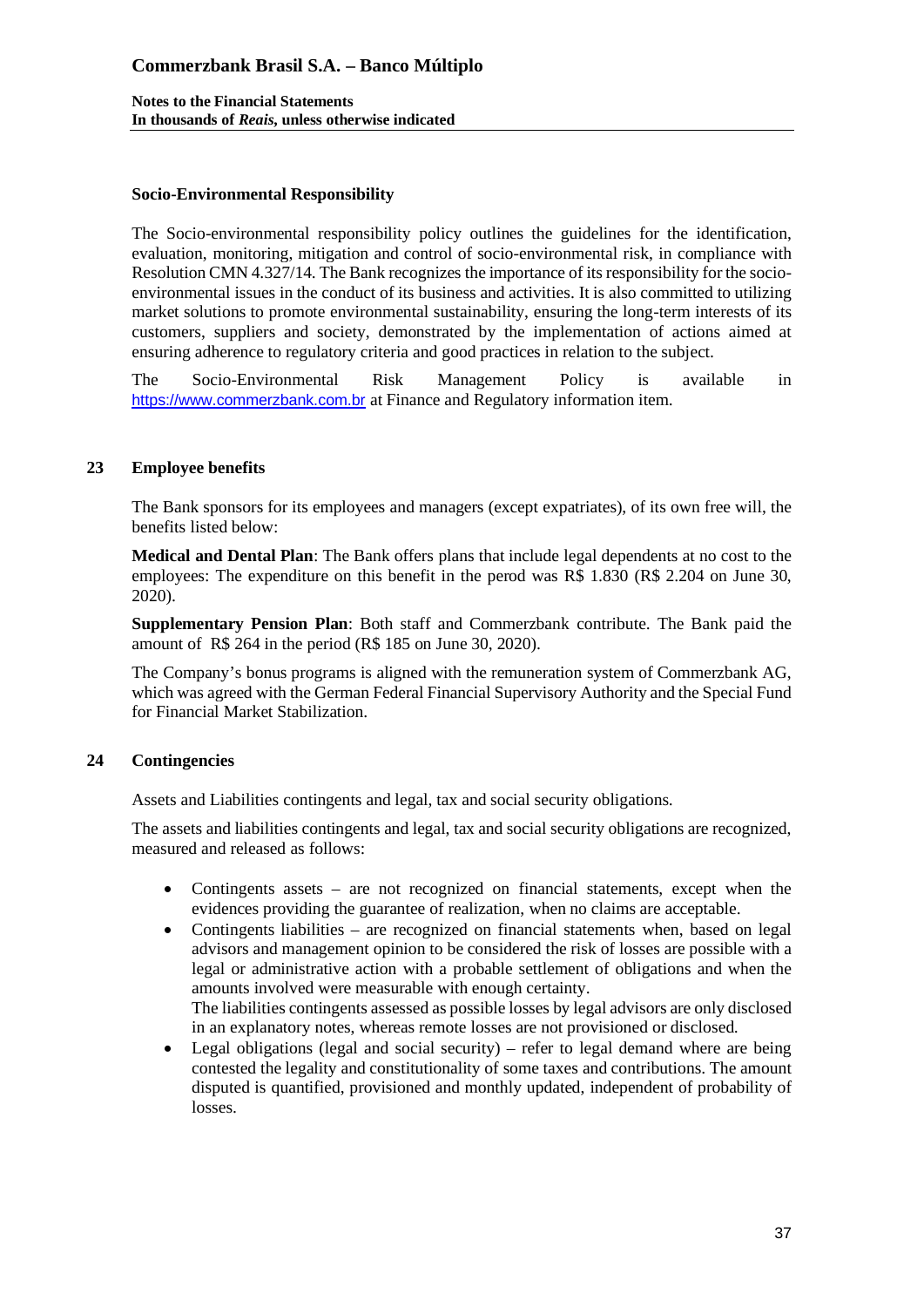### Socio-Environmental Responsibility

The Socio-environmental responsibility policy outlines the guidelines for the identification, evaluation, monitoring, mitigation and control of socio-environmental risk, in compliance with Resolution CMN 4.327/14. The Bank recognizes the importance of its responsibility for the socio-environmental issues in the conduct of its business and activities. It is also committed to utilizing market solutions to promote environmental sustainability, ensuring the long-term interests of its customers, suppliers and society, demonstrated by the implementation of actions aimed at ensuring adherence to regulatory criteria and good practices in relation to the subject.

The Socio-Environmental Risk Management Policy is available in https://www.commerzbank.com.br at Finance and Regulatory information item.

## 23 Employee benefits

The Bank sponsors for its employees and managers (except expatriates), of its own free will, the benefits listed below:

**Medical and Dental Plan**: The Bank offers plans that include legal dependents at no cost to the employees: The expenditure on this benefit in the perod was R$ 1.830 (R$ 2.204 on June 30, 2020).

**Supplementary Pension Plan**: Both staff and Commerzbank contribute. The Bank paid the amount of R$ 264 in the period (R$ 185 on June 30, 2020).

The Company's bonus programs is aligned with the remuneration system of Commerzbank AG, which was agreed with the German Federal Financial Supervisory Authority and the Special Fund for Financial Market Stabilization.

## 24 Contingencies

Assets and Liabilities contingents and legal, tax and social security obligations.

The assets and liabilities contingents and legal, tax and social security obligations are recognized, measured and released as follows:

- Contingents assets – are not recognized on financial statements, except when the evidences providing the guarantee of realization, when no claims are acceptable.
- Contingents liabilities – are recognized on financial statements when, based on legal advisors and management opinion to be considered the risk of losses are possible with a legal or administrative action with a probable settlement of obligations and when the amounts involved were measurable with enough certainty.
  The liabilities contingents assessed as possible losses by legal advisors are only disclosed in an explanatory notes, whereas remote losses are not provisioned or disclosed.
- Legal obligations (legal and social security) – refer to legal demand where are being contested the legality and constitutionality of some taxes and contributions. The amount disputed is quantified, provisioned and monthly updated, independent of probability of losses.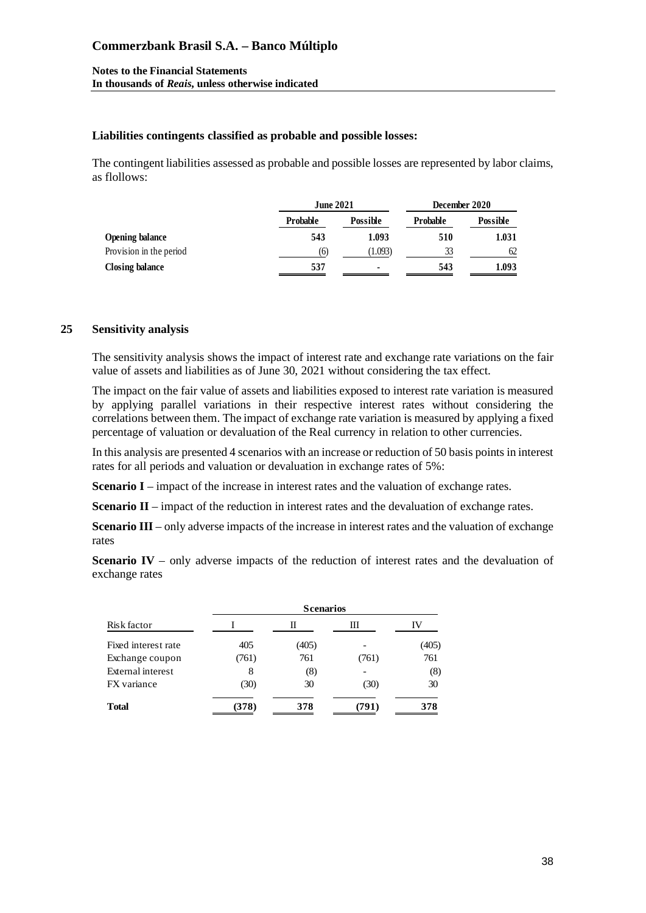**Liabilities contingents classified as probable and possible losses:**

The contingent liabilities assessed as probable and possible losses are represented by labor claims, as flollows:

| | June 2021 | | December 2020 | |
|---|---|---|---|---|
| | Probable | Possible | Probable | Possible |
| **Opening balance** | **543** | **1.093** | **510** | **1.031** |
| Provision in the period | (6) | (1.093) | 33 | 62 |
| **Closing balance** | **537** | **-** | **543** | **1.093** |

## 25 Sensitivity analysis

The sensitivity analysis shows the impact of interest rate and exchange rate variations on the fair value of assets and liabilities as of June 30, 2021 without considering the tax effect.

The impact on the fair value of assets and liabilities exposed to interest rate variation is measured by applying parallel variations in their respective interest rates without considering the correlations between them. The impact of exchange rate variation is measured by applying a fixed percentage of valuation or devaluation of the Real currency in relation to other currencies.

In this analysis are presented 4 scenarios with an increase or reduction of 50 basis points in interest rates for all periods and valuation or devaluation in exchange rates of 5%:

**Scenario I** – impact of the increase in interest rates and the valuation of exchange rates.

**Scenario II** – impact of the reduction in interest rates and the devaluation of exchange rates.

**Scenario III** – only adverse impacts of the increase in interest rates and the valuation of exchange rates

**Scenario IV** – only adverse impacts of the reduction of interest rates and the devaluation of exchange rates

| | Scenarios | | | |
|---|---|---|---|---|
| Risk factor | I | II | III | IV |
| Fixed interest rate | 405 | (405) | - | (405) |
| Exchange coupon | (761) | 761 | (761) | 761 |
| External interest | 8 | (8) | - | (8) |
| FX variance | (30) | 30 | (30) | 30 |
| **Total** | **(378)** | **378** | **(791)** | **378** |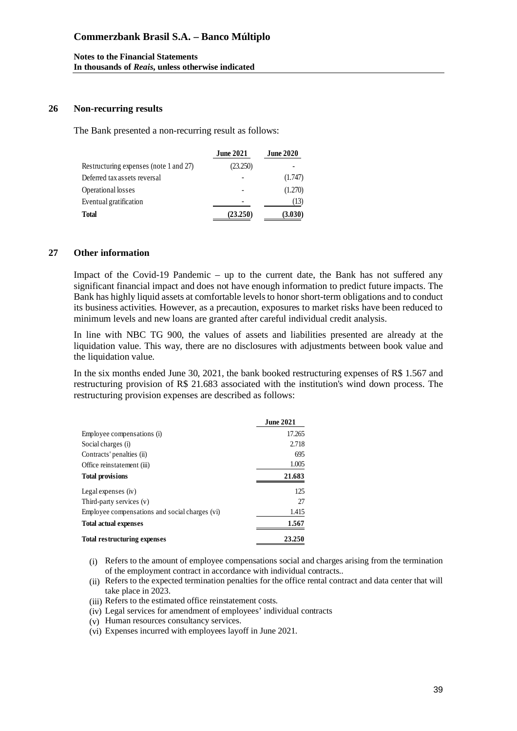## 26 Non-recurring results

The Bank presented a non-recurring result as follows:

| | June 2021 | June 2020 |
|---|---|---|
| Restructuring expenses (note 1 and 27) | (23.250) | - |
| Deferred tax assets reversal | - | (1.747) |
| Operational losses | - | (1.270) |
| Eventual gratification | - | (13) |
| **Total** | **(23.250)** | **(3.030)** |

## 27 Other information

Impact of the Covid-19 Pandemic – up to the current date, the Bank has not suffered any significant financial impact and does not have enough information to predict future impacts. The Bank has highly liquid assets at comfortable levels to honor short-term obligations and to conduct its business activities. However, as a precaution, exposures to market risks have been reduced to minimum levels and new loans are granted after careful individual credit analysis.

In line with NBC TG 900, the values of assets and liabilities presented are already at the liquidation value. This way, there are no disclosures with adjustments between book value and the liquidation value.

In the six months ended June 30, 2021, the bank booked restructuring expenses of R$ 1.567 and restructuring provision of R$ 21.683 associated with the institution's wind down process. The restructuring provision expenses are described as follows:

| | June 2021 |
|---|---|
| Employee compensations (i) | 17.265 |
| Social charges (i) | 2.718 |
| Contracts' penalties (ii) | 695 |
| Office reinstatement (iii) | 1.005 |
| **Total provisions** | **21.683** |
| Legal expenses (iv) | 125 |
| Third-party services (v) | 27 |
| Employee compensations and social charges (vi) | 1.415 |
| **Total actual expenses** | **1.567** |
| **Total restructuring expenses** | **23.250** |

(i) Refers to the amount of employee compensations social and charges arising from the termination of the employment contract in accordance with individual contracts..

(ii) Refers to the expected termination penalties for the office rental contract and data center that will take place in 2023.

(iii) Refers to the estimated office reinstatement costs.

(iv) Legal services for amendment of employees' individual contracts

(v) Human resources consultancy services.

(vi) Expenses incurred with employees layoff in June 2021.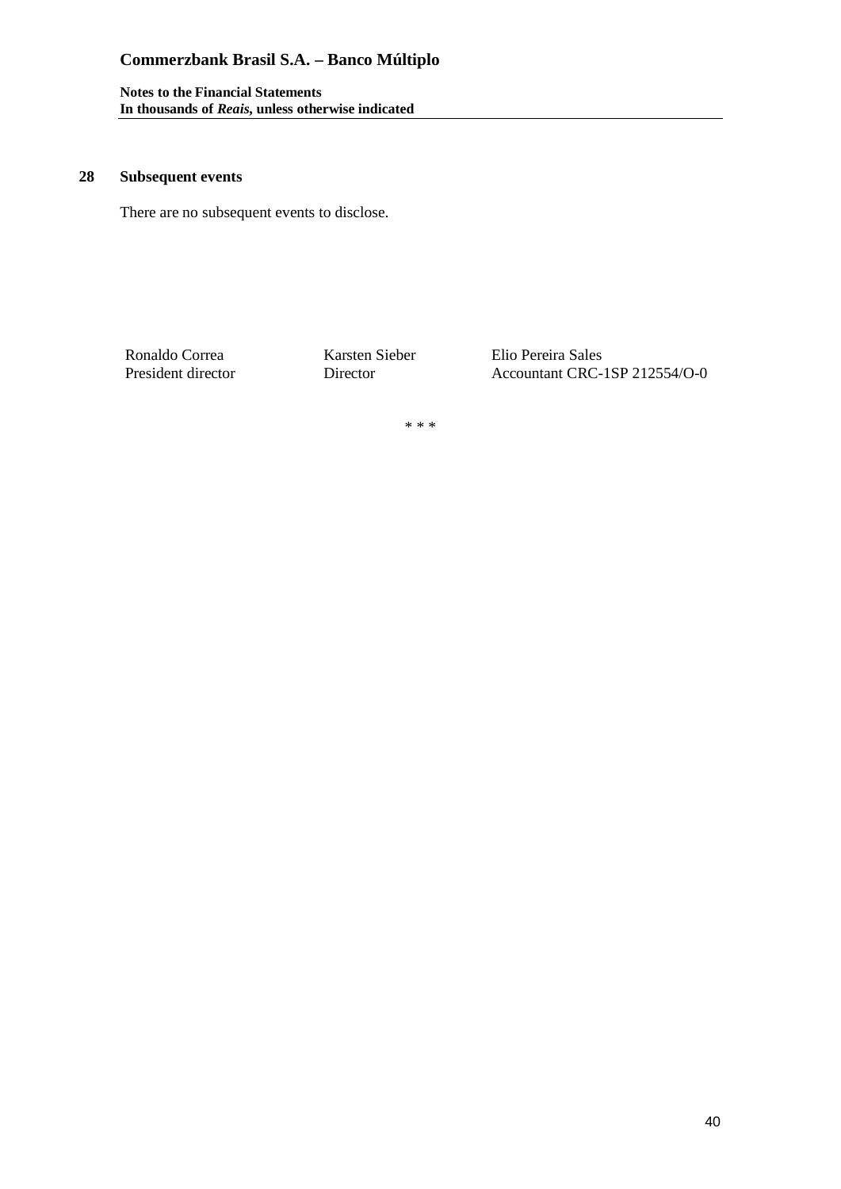## 28 Subsequent events

There are no subsequent events to disclose.

| | | |
|---|---|---|
| Ronaldo Correa | Karsten Sieber | Elio Pereira Sales |
| President director | Director | Accountant CRC-1SP 212554/O-0 |

\* \* \*